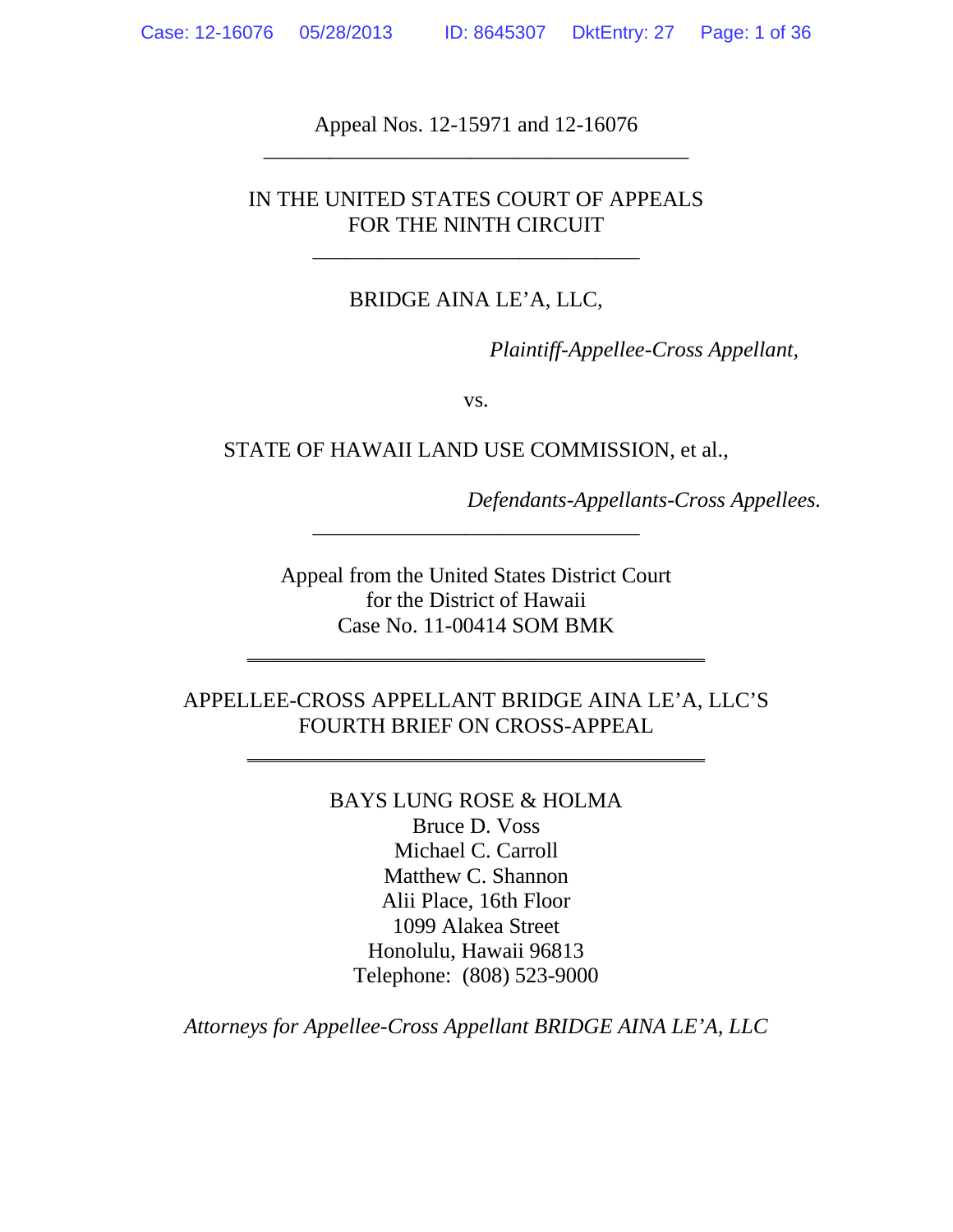Appeal Nos. 12-15971 and 12-16076

---

IN THE UNITED STATES COURT OF APPEALS
FOR THE NINTH CIRCUIT

---

BRIDGE AINA LE'A, LLC,

*Plaintiff-Appellee-Cross Appellant,*

vs.

STATE OF HAWAII LAND USE COMMISSION, et al.,

*Defendants-Appellants-Cross Appellees.*

---

Appeal from the United States District Court
for the District of Hawaii
Case No. 11-00414 SOM BMK

---

APPELLEE-CROSS APPELLANT BRIDGE AINA LE'A, LLC'S
FOURTH BRIEF ON CROSS-APPEAL

---

BAYS LUNG ROSE & HOLMA
Bruce D. Voss
Michael C. Carroll
Matthew C. Shannon
Alii Place, 16th Floor
1099 Alakea Street
Honolulu, Hawaii 96813
Telephone: (808) 523-9000

*Attorneys for Appellee-Cross Appellant BRIDGE AINA LE'A, LLC*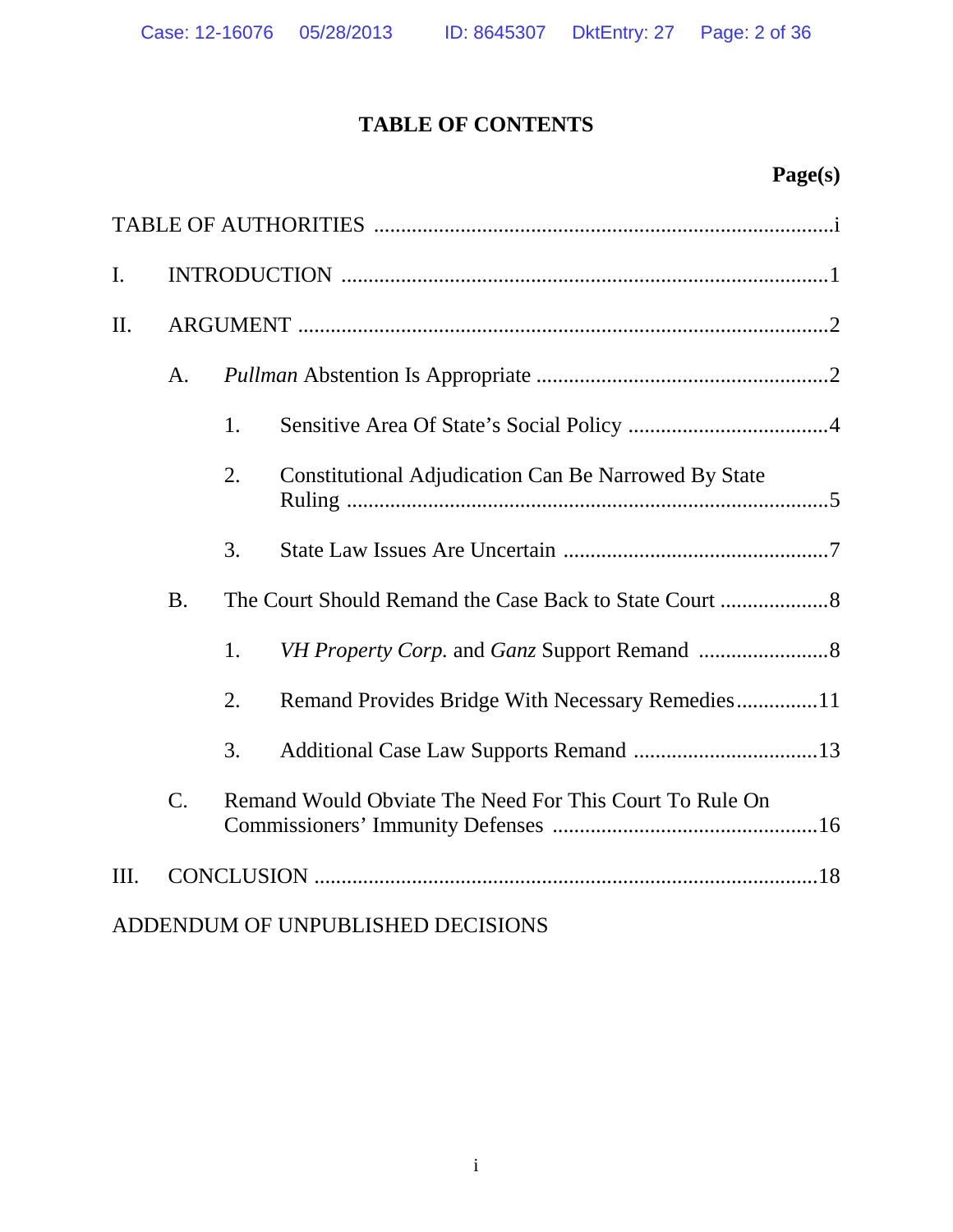# TABLE OF CONTENTS

| | Page(s) |
|---|---|
| TABLE OF AUTHORITIES | i |
| I. INTRODUCTION | 1 |
| II. ARGUMENT | 2 |
| A. *Pullman* Abstention Is Appropriate | 2 |
| 1. Sensitive Area Of State's Social Policy | 4 |
| 2. Constitutional Adjudication Can Be Narrowed By State Ruling | 5 |
| 3. State Law Issues Are Uncertain | 7 |
| B. The Court Should Remand the Case Back to State Court | 8 |
| 1. *VH Property Corp.* and *Ganz* Support Remand | 8 |
| 2. Remand Provides Bridge With Necessary Remedies | 11 |
| 3. Additional Case Law Supports Remand | 13 |
| C. Remand Would Obviate The Need For This Court To Rule On Commissioners' Immunity Defenses | 16 |
| III. CONCLUSION | 18 |
| ADDENDUM OF UNPUBLISHED DECISIONS | |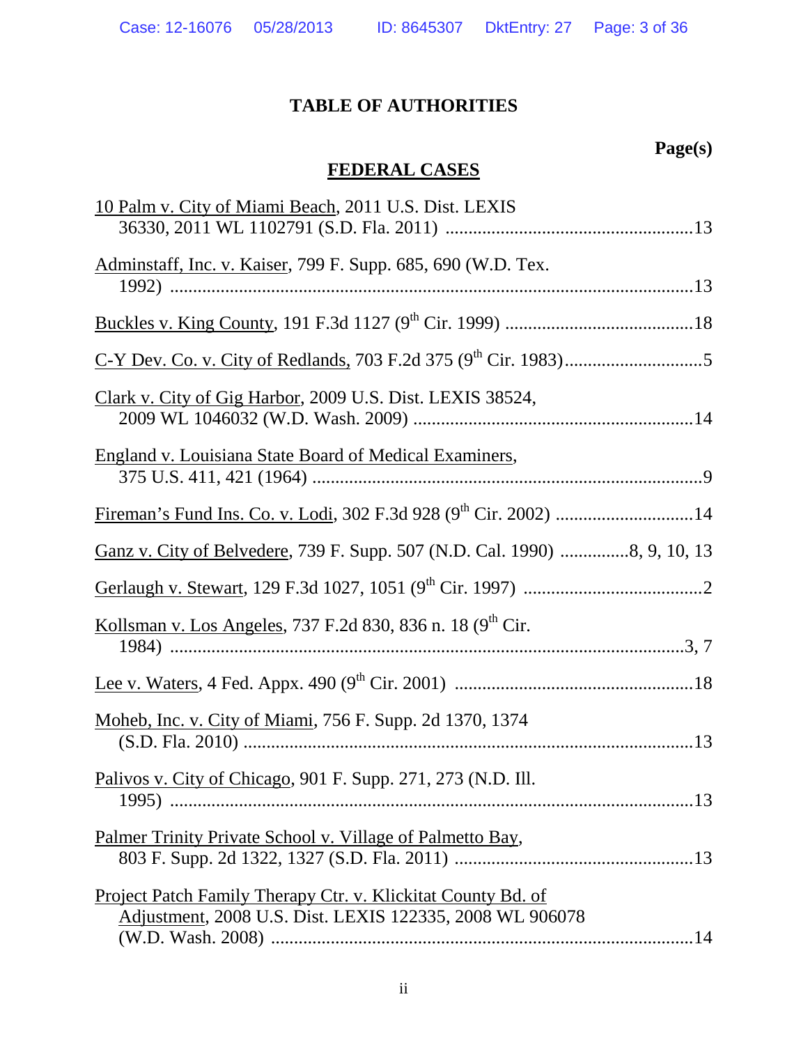# TABLE OF AUTHORITIES

**Page(s)**

## FEDERAL CASES

10 Palm v. City of Miami Beach, 2011 U.S. Dist. LEXIS 36330, 2011 WL 1102791 (S.D. Fla. 2011) ....................13

Adminstaff, Inc. v. Kaiser, 799 F. Supp. 685, 690 (W.D. Tex. 1992) ....................13

Buckles v. King County, 191 F.3d 1127 (9th Cir. 1999) ....................18

C-Y Dev. Co. v. City of Redlands, 703 F.2d 375 (9th Cir. 1983)....................5

Clark v. City of Gig Harbor, 2009 U.S. Dist. LEXIS 38524, 2009 WL 1046032 (W.D. Wash. 2009) ....................14

England v. Louisiana State Board of Medical Examiners, 375 U.S. 411, 421 (1964) ....................9

Fireman's Fund Ins. Co. v. Lodi, 302 F.3d 928 (9th Cir. 2002) ....................14

Ganz v. City of Belvedere, 739 F. Supp. 507 (N.D. Cal. 1990) ....................8, 9, 10, 13

Gerlaugh v. Stewart, 129 F.3d 1027, 1051 (9th Cir. 1997) ....................2

Kollsman v. Los Angeles, 737 F.2d 830, 836 n. 18 (9th Cir. 1984) ....................3, 7

Lee v. Waters, 4 Fed. Appx. 490 (9th Cir. 2001) ....................18

Moheb, Inc. v. City of Miami, 756 F. Supp. 2d 1370, 1374 (S.D. Fla. 2010) ....................13

Palivos v. City of Chicago, 901 F. Supp. 271, 273 (N.D. Ill. 1995) ....................13

Palmer Trinity Private School v. Village of Palmetto Bay, 803 F. Supp. 2d 1322, 1327 (S.D. Fla. 2011) ....................13

Project Patch Family Therapy Ctr. v. Klickitat County Bd. of Adjustment, 2008 U.S. Dist. LEXIS 122335, 2008 WL 906078 (W.D. Wash. 2008) ....................14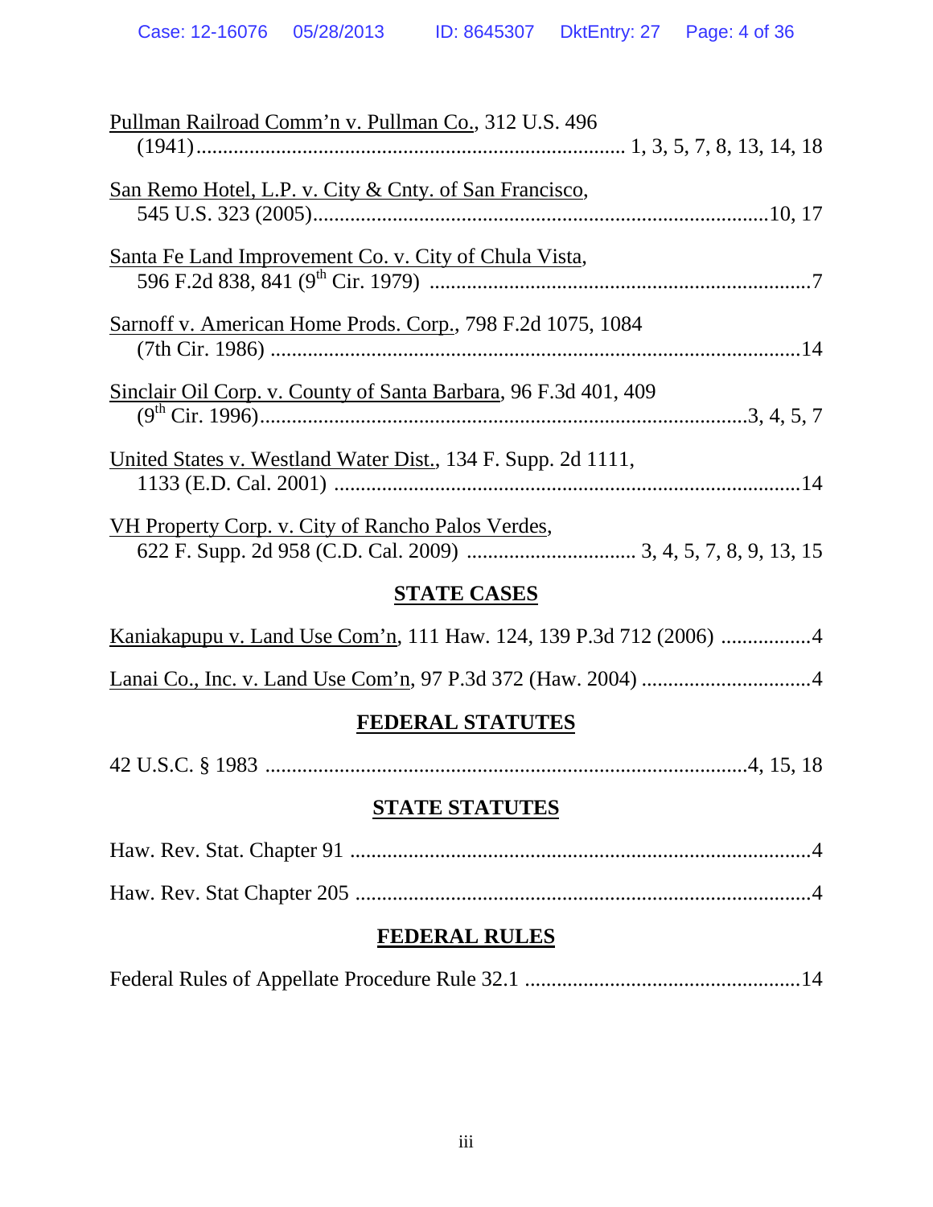Pullman Railroad Comm'n v. Pullman Co., 312 U.S. 496 (1941)........................................................................ 1, 3, 5, 7, 8, 13, 14, 18

San Remo Hotel, L.P. v. City & Cnty. of San Francisco, 545 U.S. 323 (2005)......................................................................................10, 17

Santa Fe Land Improvement Co. v. City of Chula Vista, 596 F.2d 838, 841 (9th Cir. 1979) .........................................................................7

Sarnoff v. American Home Prods. Corp., 798 F.2d 1075, 1084 (7th Cir. 1986) ......................................................................................................14

Sinclair Oil Corp. v. County of Santa Barbara, 96 F.3d 401, 409 (9th Cir. 1996)..................................................................................................3, 4, 5, 7

United States v. Westland Water Dist., 134 F. Supp. 2d 1111, 1133 (E.D. Cal. 2001) .........................................................................................14

VH Property Corp. v. City of Rancho Palos Verdes, 622 F. Supp. 2d 958 (C.D. Cal. 2009) ............................... 3, 4, 5, 7, 8, 9, 13, 15

## STATE CASES

Kaniakapupu v. Land Use Com'n, 111 Haw. 124, 139 P.3d 712 (2006) .................4

Lanai Co., Inc. v. Land Use Com'n, 97 P.3d 372 (Haw. 2004) ................................4

## FEDERAL STATUTES

42 U.S.C. § 1983 ........................................................................................4, 15, 18

## STATE STATUTES

Haw. Rev. Stat. Chapter 91 ......................................................................................4

Haw. Rev. Stat Chapter 205 ......................................................................................4

## FEDERAL RULES

Federal Rules of Appellate Procedure Rule 32.1 ....................................................14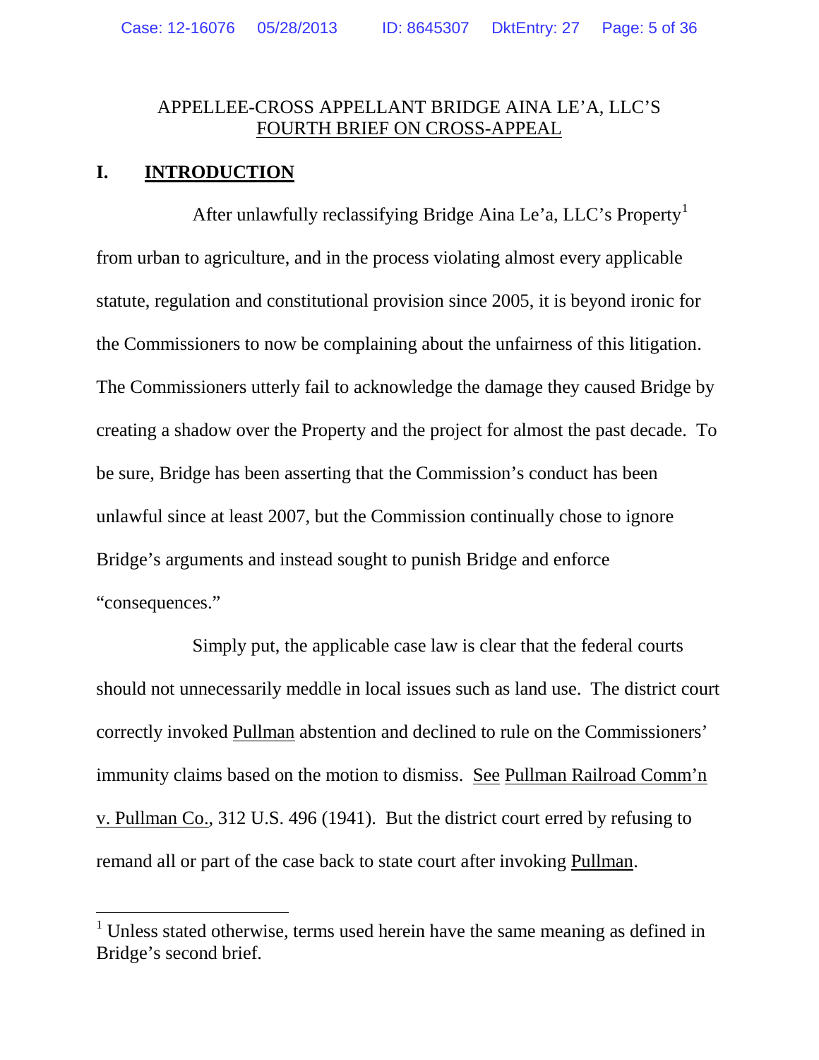APPELLEE-CROSS APPELLANT BRIDGE AINA LE'A, LLC'S FOURTH BRIEF ON CROSS-APPEAL

## I. INTRODUCTION

After unlawfully reclassifying Bridge Aina Le'a, LLC's Property[1] from urban to agriculture, and in the process violating almost every applicable statute, regulation and constitutional provision since 2005, it is beyond ironic for the Commissioners to now be complaining about the unfairness of this litigation. The Commissioners utterly fail to acknowledge the damage they caused Bridge by creating a shadow over the Property and the project for almost the past decade. To be sure, Bridge has been asserting that the Commission's conduct has been unlawful since at least 2007, but the Commission continually chose to ignore Bridge's arguments and instead sought to punish Bridge and enforce "consequences."

Simply put, the applicable case law is clear that the federal courts should not unnecessarily meddle in local issues such as land use. The district court correctly invoked Pullman abstention and declined to rule on the Commissioners' immunity claims based on the motion to dismiss. See Pullman Railroad Comm'n v. Pullman Co., 312 U.S. 496 (1941). But the district court erred by refusing to remand all or part of the case back to state court after invoking Pullman.

[1] Unless stated otherwise, terms used herein have the same meaning as defined in Bridge's second brief.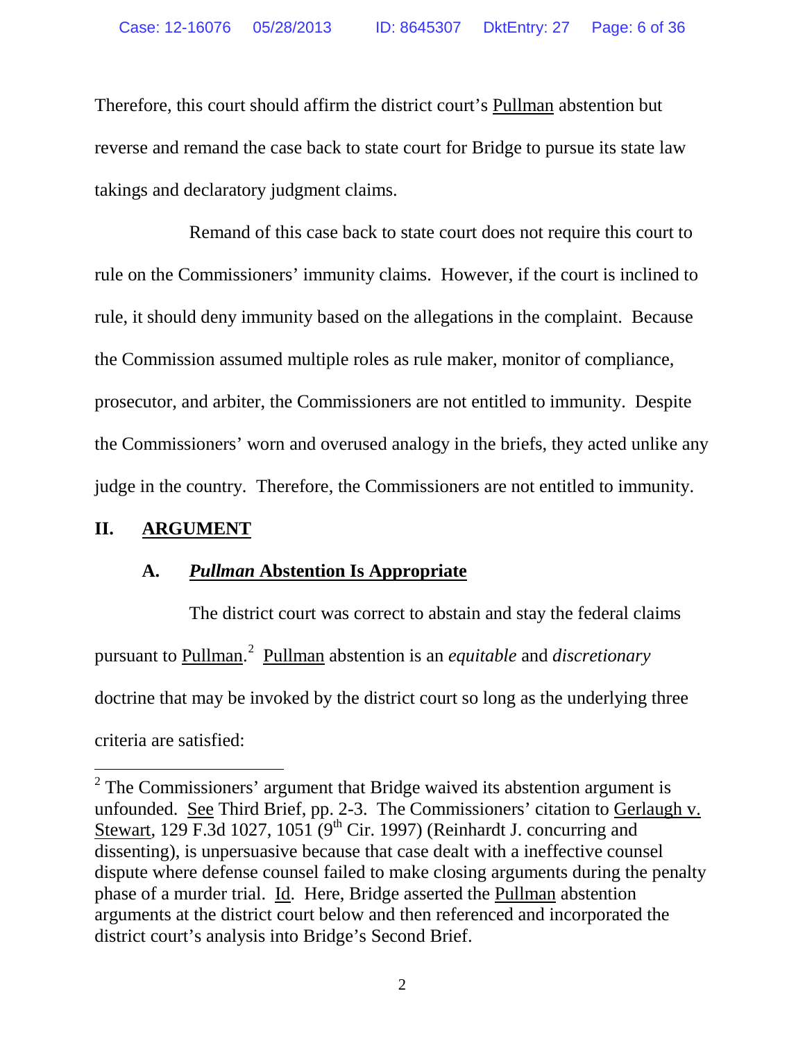Therefore, this court should affirm the district court's Pullman abstention but reverse and remand the case back to state court for Bridge to pursue its state law takings and declaratory judgment claims.

Remand of this case back to state court does not require this court to rule on the Commissioners' immunity claims. However, if the court is inclined to rule, it should deny immunity based on the allegations in the complaint. Because the Commission assumed multiple roles as rule maker, monitor of compliance, prosecutor, and arbiter, the Commissioners are not entitled to immunity. Despite the Commissioners' worn and overused analogy in the briefs, they acted unlike any judge in the country. Therefore, the Commissioners are not entitled to immunity.

## II. ARGUMENT

### A. *Pullman* Abstention Is Appropriate

The district court was correct to abstain and stay the federal claims pursuant to Pullman.[2] Pullman abstention is an *equitable* and *discretionary* doctrine that may be invoked by the district court so long as the underlying three criteria are satisfied:

---

[2] The Commissioners' argument that Bridge waived its abstention argument is unfounded. See Third Brief, pp. 2-3. The Commissioners' citation to Gerlaugh v. Stewart, 129 F.3d 1027, 1051 (9th Cir. 1997) (Reinhardt J. concurring and dissenting), is unpersuasive because that case dealt with a ineffective counsel dispute where defense counsel failed to make closing arguments during the penalty phase of a murder trial. Id. Here, Bridge asserted the Pullman abstention arguments at the district court below and then referenced and incorporated the district court's analysis into Bridge's Second Brief.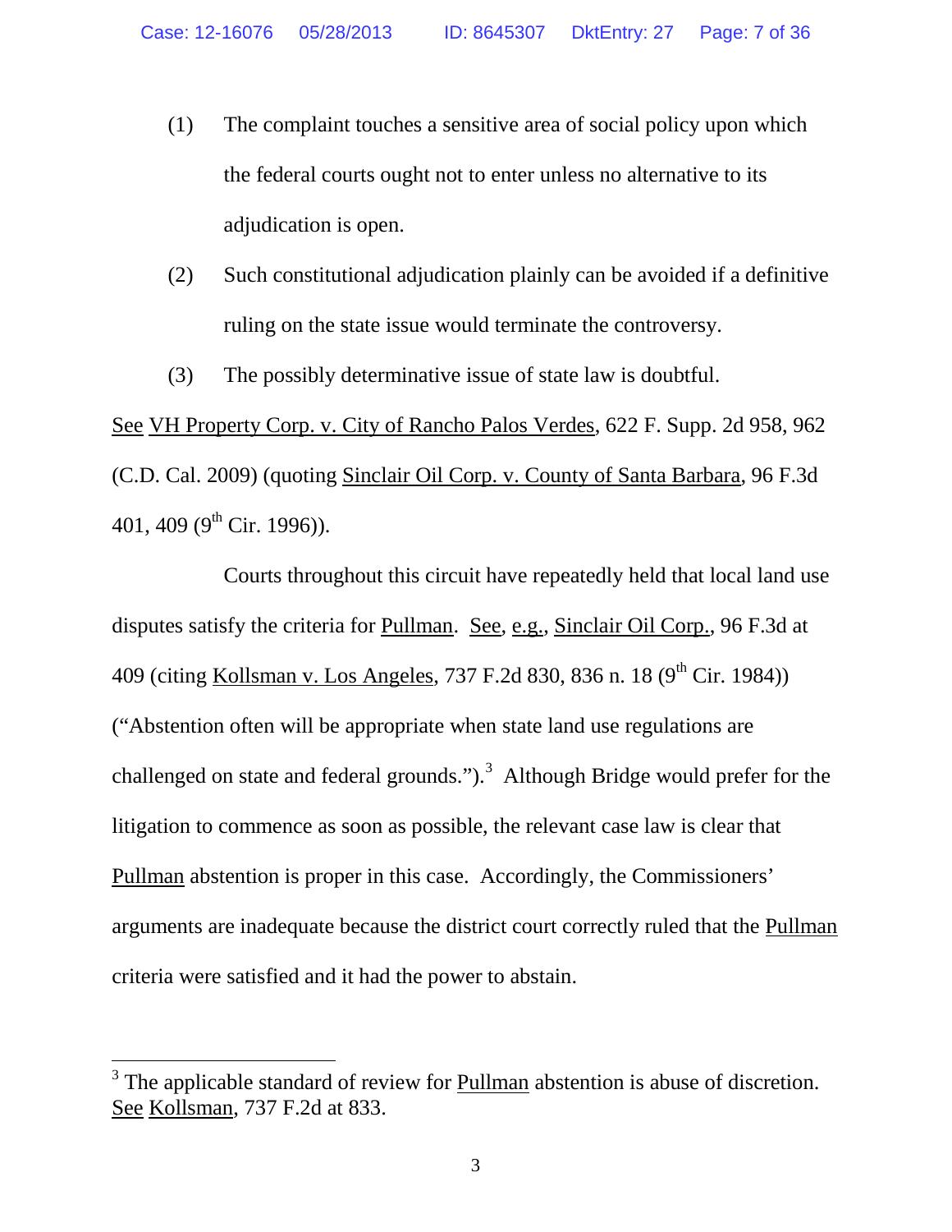(1) The complaint touches a sensitive area of social policy upon which the federal courts ought not to enter unless no alternative to its adjudication is open.

(2) Such constitutional adjudication plainly can be avoided if a definitive ruling on the state issue would terminate the controversy.

(3) The possibly determinative issue of state law is doubtful.

See VH Property Corp. v. City of Rancho Palos Verdes, 622 F. Supp. 2d 958, 962 (C.D. Cal. 2009) (quoting Sinclair Oil Corp. v. County of Santa Barbara, 96 F.3d 401, 409 (9th Cir. 1996)).

Courts throughout this circuit have repeatedly held that local land use disputes satisfy the criteria for Pullman. See, e.g., Sinclair Oil Corp., 96 F.3d at 409 (citing Kollsman v. Los Angeles, 737 F.2d 830, 836 n. 18 (9th Cir. 1984)) ("Abstention often will be appropriate when state land use regulations are challenged on state and federal grounds.").[3] Although Bridge would prefer for the litigation to commence as soon as possible, the relevant case law is clear that Pullman abstention is proper in this case. Accordingly, the Commissioners' arguments are inadequate because the district court correctly ruled that the Pullman criteria were satisfied and it had the power to abstain.

[3] The applicable standard of review for Pullman abstention is abuse of discretion. See Kollsman, 737 F.2d at 833.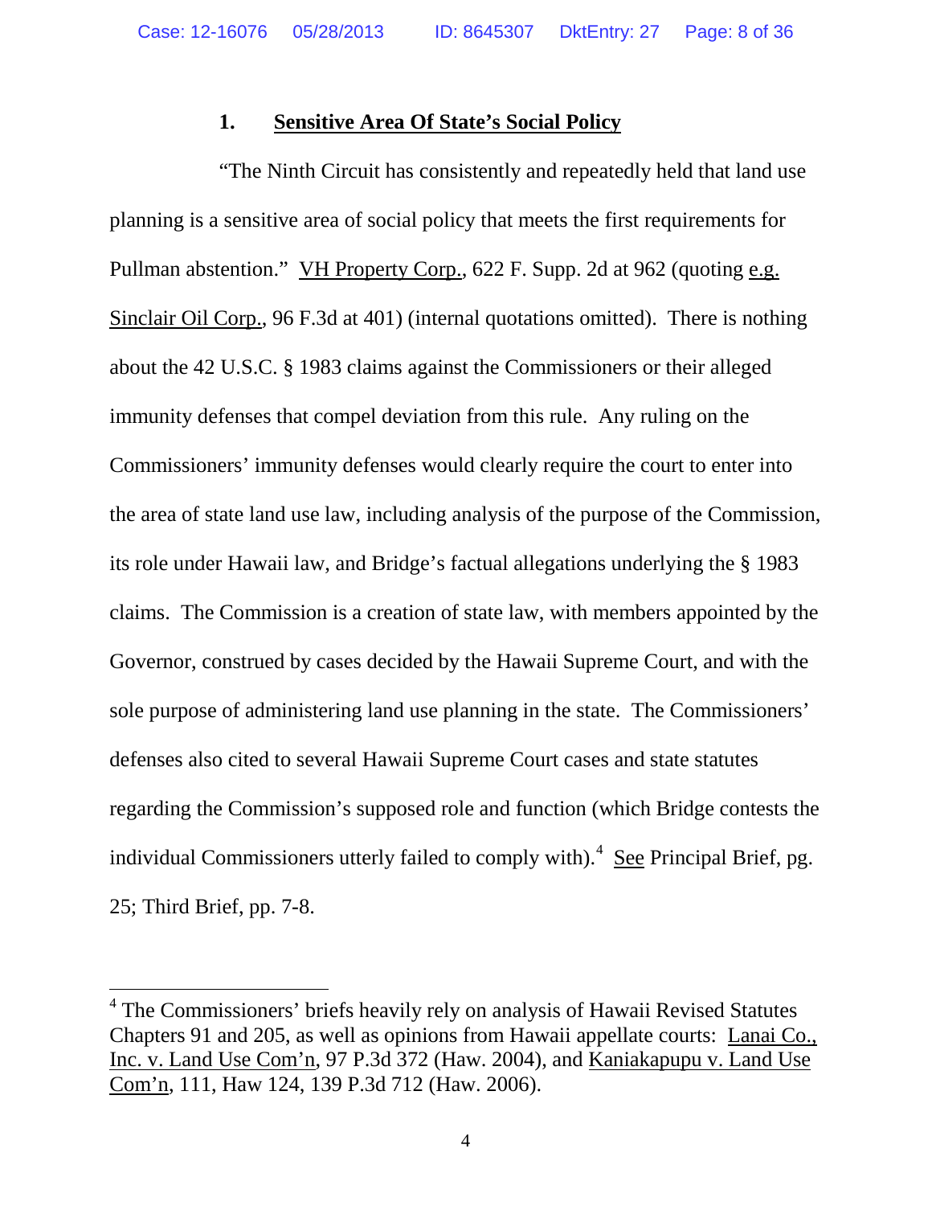### 1. **Sensitive Area Of State's Social Policy**

"The Ninth Circuit has consistently and repeatedly held that land use planning is a sensitive area of social policy that meets the first requirements for Pullman abstention." VH Property Corp., 622 F. Supp. 2d at 962 (quoting e.g. Sinclair Oil Corp., 96 F.3d at 401) (internal quotations omitted). There is nothing about the 42 U.S.C. § 1983 claims against the Commissioners or their alleged immunity defenses that compel deviation from this rule. Any ruling on the Commissioners' immunity defenses would clearly require the court to enter into the area of state land use law, including analysis of the purpose of the Commission, its role under Hawaii law, and Bridge's factual allegations underlying the § 1983 claims. The Commission is a creation of state law, with members appointed by the Governor, construed by cases decided by the Hawaii Supreme Court, and with the sole purpose of administering land use planning in the state. The Commissioners' defenses also cited to several Hawaii Supreme Court cases and state statutes regarding the Commission's supposed role and function (which Bridge contests the individual Commissioners utterly failed to comply with).[4] See Principal Brief, pg. 25; Third Brief, pp. 7-8.

---

[4] The Commissioners' briefs heavily rely on analysis of Hawaii Revised Statutes Chapters 91 and 205, as well as opinions from Hawaii appellate courts: Lanai Co., Inc. v. Land Use Com'n, 97 P.3d 372 (Haw. 2004), and Kaniakapupu v. Land Use Com'n, 111, Haw 124, 139 P.3d 712 (Haw. 2006).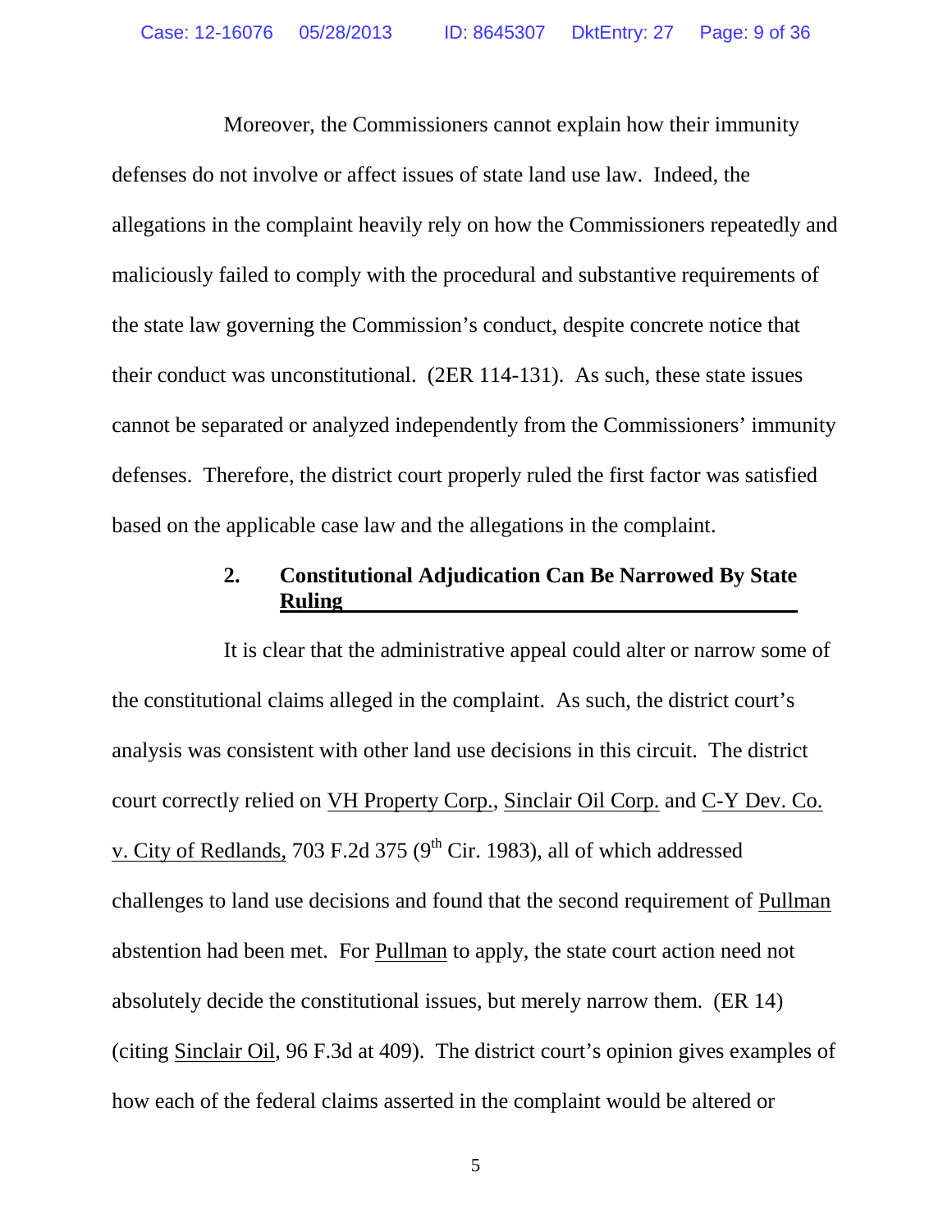Moreover, the Commissioners cannot explain how their immunity defenses do not involve or affect issues of state land use law. Indeed, the allegations in the complaint heavily rely on how the Commissioners repeatedly and maliciously failed to comply with the procedural and substantive requirements of the state law governing the Commission's conduct, despite concrete notice that their conduct was unconstitutional. (2ER 114-131). As such, these state issues cannot be separated or analyzed independently from the Commissioners' immunity defenses. Therefore, the district court properly ruled the first factor was satisfied based on the applicable case law and the allegations in the complaint.

### 2. Constitutional Adjudication Can Be Narrowed By State Ruling

It is clear that the administrative appeal could alter or narrow some of the constitutional claims alleged in the complaint. As such, the district court's analysis was consistent with other land use decisions in this circuit. The district court correctly relied on VH Property Corp., Sinclair Oil Corp. and C-Y Dev. Co. v. City of Redlands, 703 F.2d 375 (9th Cir. 1983), all of which addressed challenges to land use decisions and found that the second requirement of Pullman abstention had been met. For Pullman to apply, the state court action need not absolutely decide the constitutional issues, but merely narrow them. (ER 14) (citing Sinclair Oil, 96 F.3d at 409). The district court's opinion gives examples of how each of the federal claims asserted in the complaint would be altered or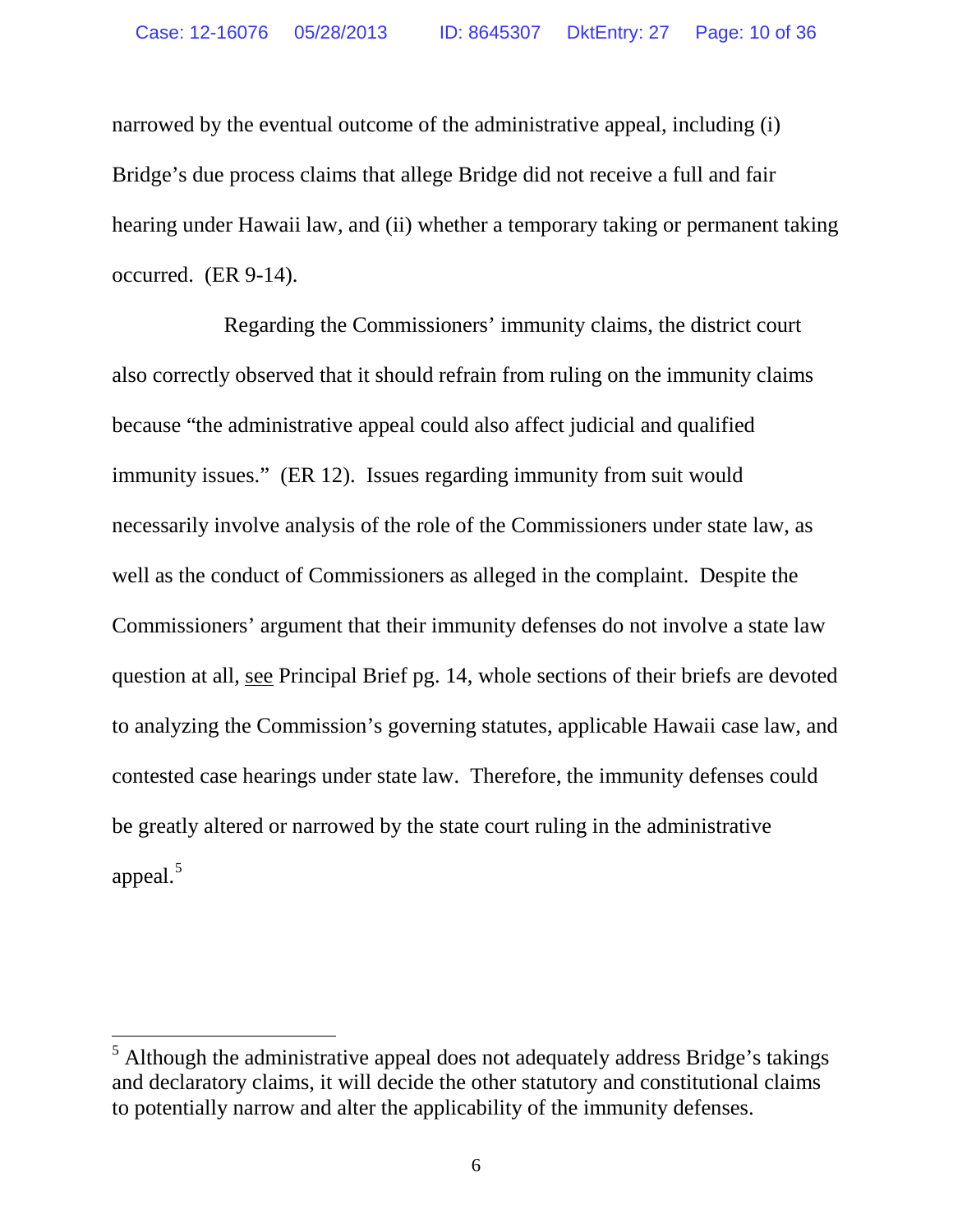narrowed by the eventual outcome of the administrative appeal, including (i) Bridge's due process claims that allege Bridge did not receive a full and fair hearing under Hawaii law, and (ii) whether a temporary taking or permanent taking occurred. (ER 9-14).

Regarding the Commissioners' immunity claims, the district court also correctly observed that it should refrain from ruling on the immunity claims because "the administrative appeal could also affect judicial and qualified immunity issues." (ER 12). Issues regarding immunity from suit would necessarily involve analysis of the role of the Commissioners under state law, as well as the conduct of Commissioners as alleged in the complaint. Despite the Commissioners' argument that their immunity defenses do not involve a state law question at all, see Principal Brief pg. 14, whole sections of their briefs are devoted to analyzing the Commission's governing statutes, applicable Hawaii case law, and contested case hearings under state law. Therefore, the immunity defenses could be greatly altered or narrowed by the state court ruling in the administrative appeal.[5]

[5] Although the administrative appeal does not adequately address Bridge's takings and declaratory claims, it will decide the other statutory and constitutional claims to potentially narrow and alter the applicability of the immunity defenses.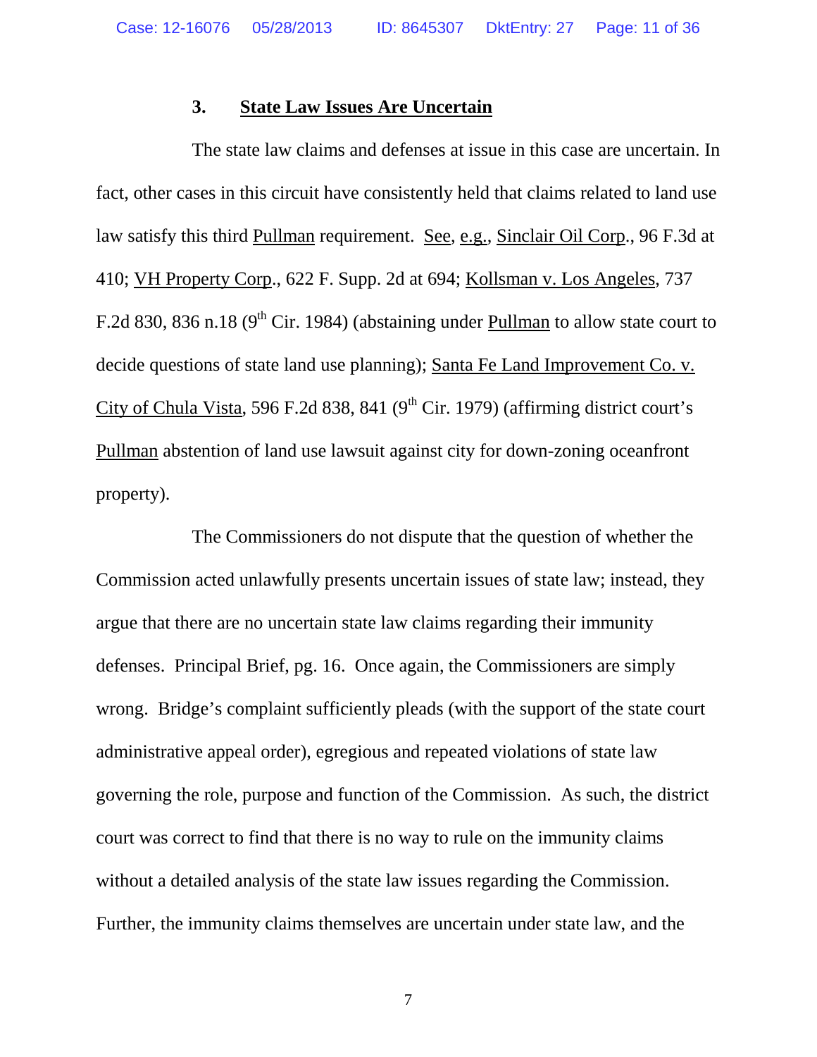### 3. State Law Issues Are Uncertain

The state law claims and defenses at issue in this case are uncertain. In fact, other cases in this circuit have consistently held that claims related to land use law satisfy this third Pullman requirement. See, e.g., Sinclair Oil Corp., 96 F.3d at 410; VH Property Corp., 622 F. Supp. 2d at 694; Kollsman v. Los Angeles, 737 F.2d 830, 836 n.18 (9th Cir. 1984) (abstaining under Pullman to allow state court to decide questions of state land use planning); Santa Fe Land Improvement Co. v. City of Chula Vista, 596 F.2d 838, 841 (9th Cir. 1979) (affirming district court's Pullman abstention of land use lawsuit against city for down-zoning oceanfront property).

The Commissioners do not dispute that the question of whether the Commission acted unlawfully presents uncertain issues of state law; instead, they argue that there are no uncertain state law claims regarding their immunity defenses. Principal Brief, pg. 16. Once again, the Commissioners are simply wrong. Bridge's complaint sufficiently pleads (with the support of the state court administrative appeal order), egregious and repeated violations of state law governing the role, purpose and function of the Commission. As such, the district court was correct to find that there is no way to rule on the immunity claims without a detailed analysis of the state law issues regarding the Commission. Further, the immunity claims themselves are uncertain under state law, and the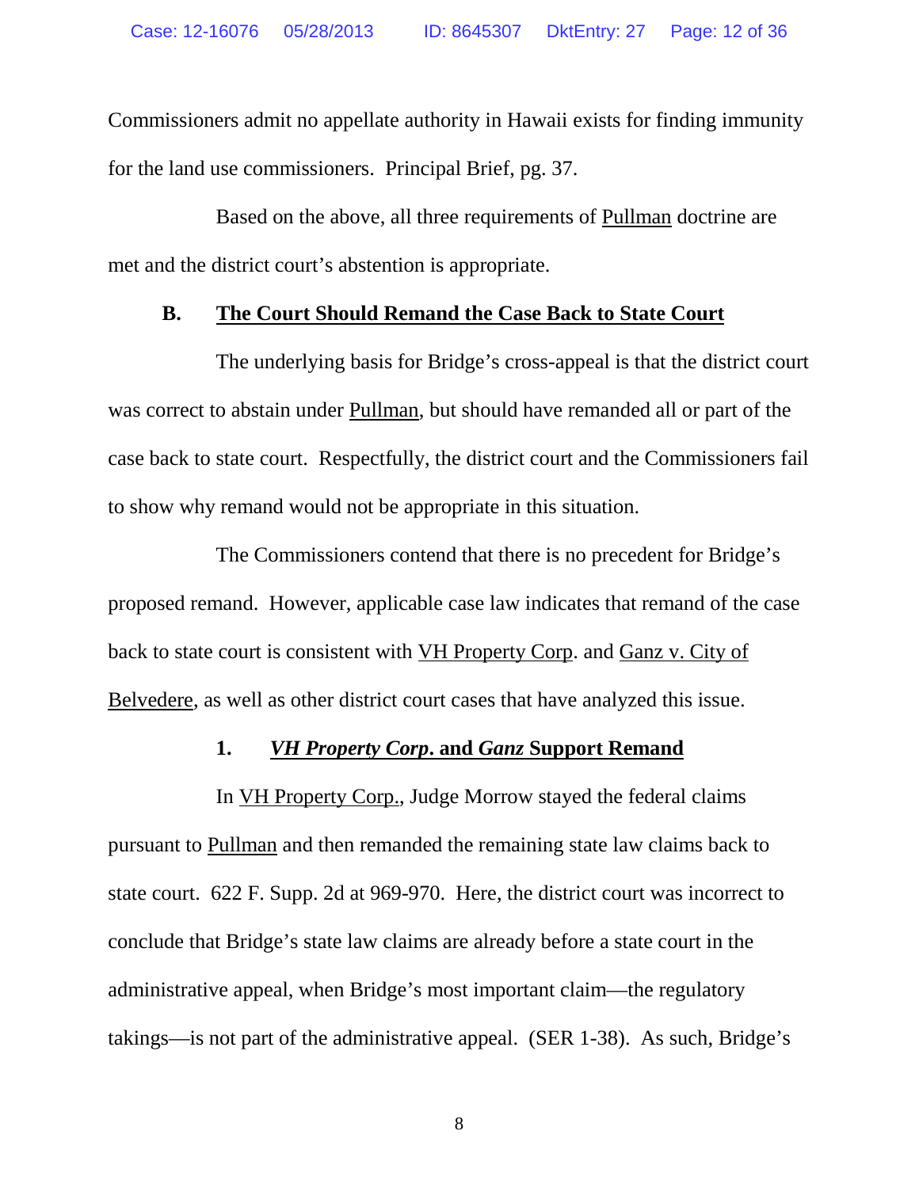Commissioners admit no appellate authority in Hawaii exists for finding immunity for the land use commissioners. Principal Brief, pg. 37.

Based on the above, all three requirements of Pullman doctrine are met and the district court's abstention is appropriate.

### B. The Court Should Remand the Case Back to State Court

The underlying basis for Bridge's cross-appeal is that the district court was correct to abstain under Pullman, but should have remanded all or part of the case back to state court. Respectfully, the district court and the Commissioners fail to show why remand would not be appropriate in this situation.

The Commissioners contend that there is no precedent for Bridge's proposed remand. However, applicable case law indicates that remand of the case back to state court is consistent with VH Property Corp. and Ganz v. City of Belvedere, as well as other district court cases that have analyzed this issue.

#### 1. *VH Property Corp*. and *Ganz* Support Remand

In VH Property Corp., Judge Morrow stayed the federal claims pursuant to Pullman and then remanded the remaining state law claims back to state court. 622 F. Supp. 2d at 969-970. Here, the district court was incorrect to conclude that Bridge's state law claims are already before a state court in the administrative appeal, when Bridge's most important claim—the regulatory takings—is not part of the administrative appeal. (SER 1-38). As such, Bridge's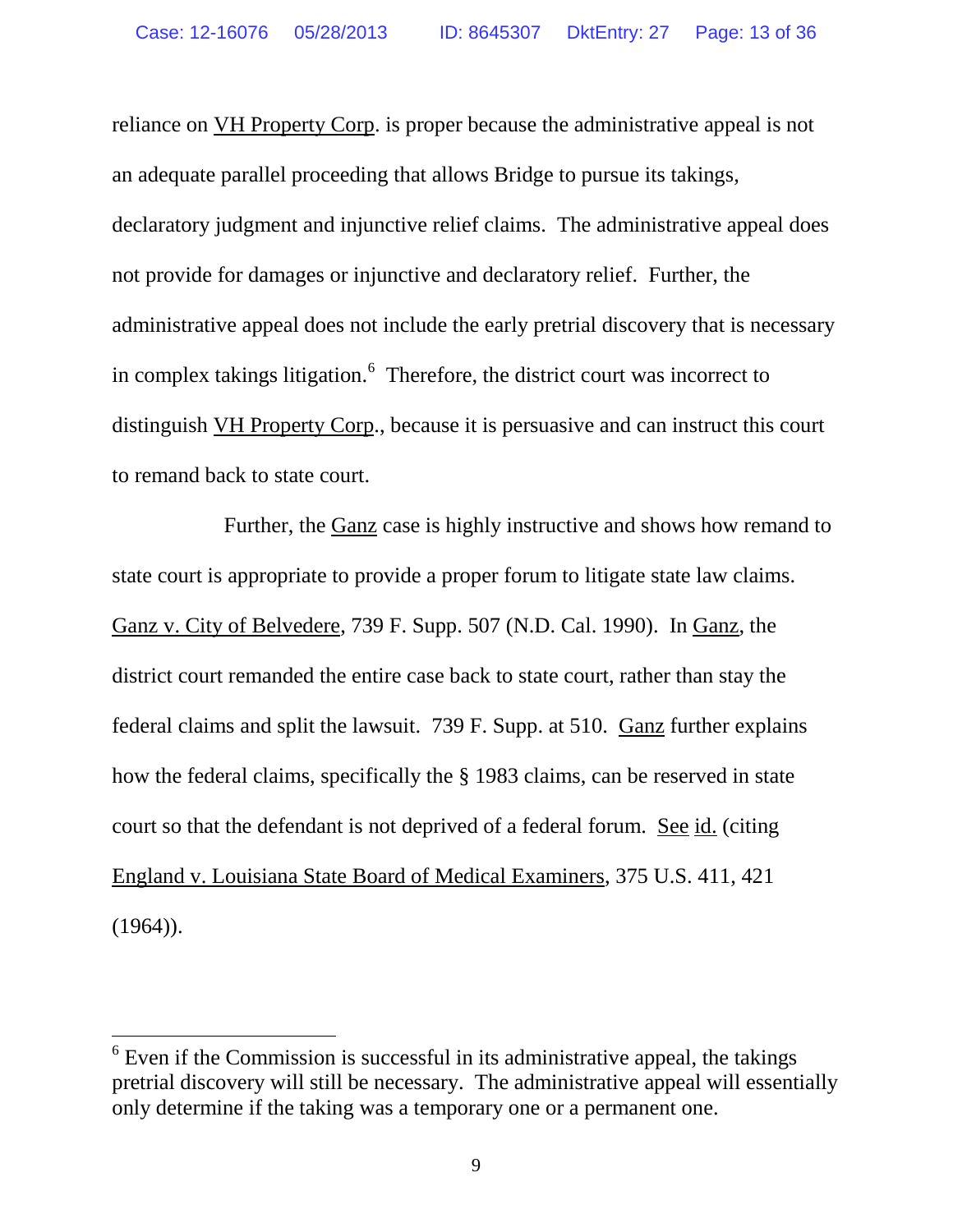reliance on VH Property Corp. is proper because the administrative appeal is not an adequate parallel proceeding that allows Bridge to pursue its takings, declaratory judgment and injunctive relief claims. The administrative appeal does not provide for damages or injunctive and declaratory relief. Further, the administrative appeal does not include the early pretrial discovery that is necessary in complex takings litigation.[6] Therefore, the district court was incorrect to distinguish VH Property Corp., because it is persuasive and can instruct this court to remand back to state court.

Further, the Ganz case is highly instructive and shows how remand to state court is appropriate to provide a proper forum to litigate state law claims. Ganz v. City of Belvedere, 739 F. Supp. 507 (N.D. Cal. 1990). In Ganz, the district court remanded the entire case back to state court, rather than stay the federal claims and split the lawsuit. 739 F. Supp. at 510. Ganz further explains how the federal claims, specifically the § 1983 claims, can be reserved in state court so that the defendant is not deprived of a federal forum. See id. (citing England v. Louisiana State Board of Medical Examiners, 375 U.S. 411, 421 (1964)).

---

[6] Even if the Commission is successful in its administrative appeal, the takings pretrial discovery will still be necessary. The administrative appeal will essentially only determine if the taking was a temporary one or a permanent one.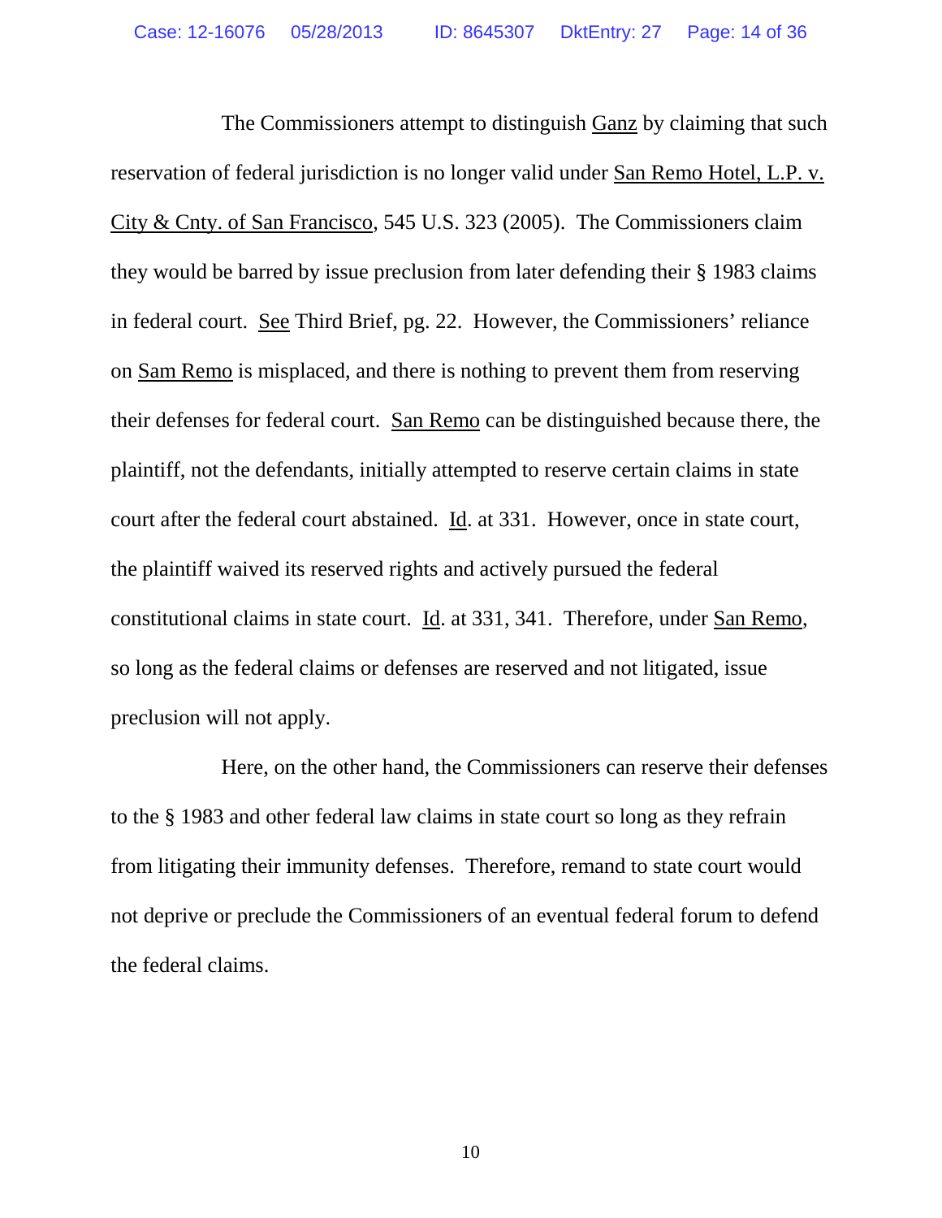The Commissioners attempt to distinguish Ganz by claiming that such reservation of federal jurisdiction is no longer valid under San Remo Hotel, L.P. v. City & Cnty. of San Francisco, 545 U.S. 323 (2005). The Commissioners claim they would be barred by issue preclusion from later defending their § 1983 claims in federal court. See Third Brief, pg. 22. However, the Commissioners' reliance on Sam Remo is misplaced, and there is nothing to prevent them from reserving their defenses for federal court. San Remo can be distinguished because there, the plaintiff, not the defendants, initially attempted to reserve certain claims in state court after the federal court abstained. Id. at 331. However, once in state court, the plaintiff waived its reserved rights and actively pursued the federal constitutional claims in state court. Id. at 331, 341. Therefore, under San Remo, so long as the federal claims or defenses are reserved and not litigated, issue preclusion will not apply.

Here, on the other hand, the Commissioners can reserve their defenses to the § 1983 and other federal law claims in state court so long as they refrain from litigating their immunity defenses. Therefore, remand to state court would not deprive or preclude the Commissioners of an eventual federal forum to defend the federal claims.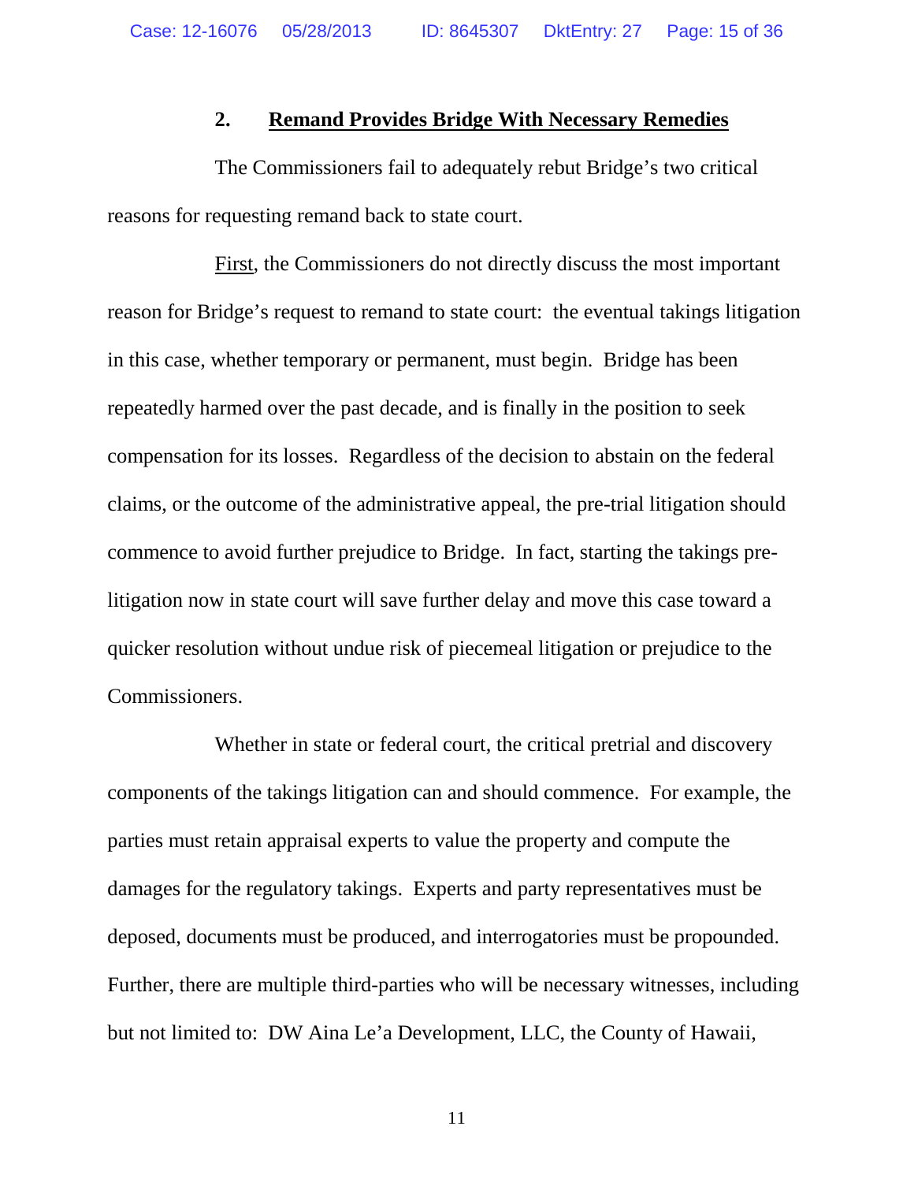### 2. <u>Remand Provides Bridge With Necessary Remedies</u>

The Commissioners fail to adequately rebut Bridge's two critical reasons for requesting remand back to state court.

<u>First</u>, the Commissioners do not directly discuss the most important reason for Bridge's request to remand to state court: the eventual takings litigation in this case, whether temporary or permanent, must begin. Bridge has been repeatedly harmed over the past decade, and is finally in the position to seek compensation for its losses. Regardless of the decision to abstain on the federal claims, or the outcome of the administrative appeal, the pre-trial litigation should commence to avoid further prejudice to Bridge. In fact, starting the takings pre-litigation now in state court will save further delay and move this case toward a quicker resolution without undue risk of piecemeal litigation or prejudice to the Commissioners.

Whether in state or federal court, the critical pretrial and discovery components of the takings litigation can and should commence. For example, the parties must retain appraisal experts to value the property and compute the damages for the regulatory takings. Experts and party representatives must be deposed, documents must be produced, and interrogatories must be propounded. Further, there are multiple third-parties who will be necessary witnesses, including but not limited to: DW Aina Le'a Development, LLC, the County of Hawaii,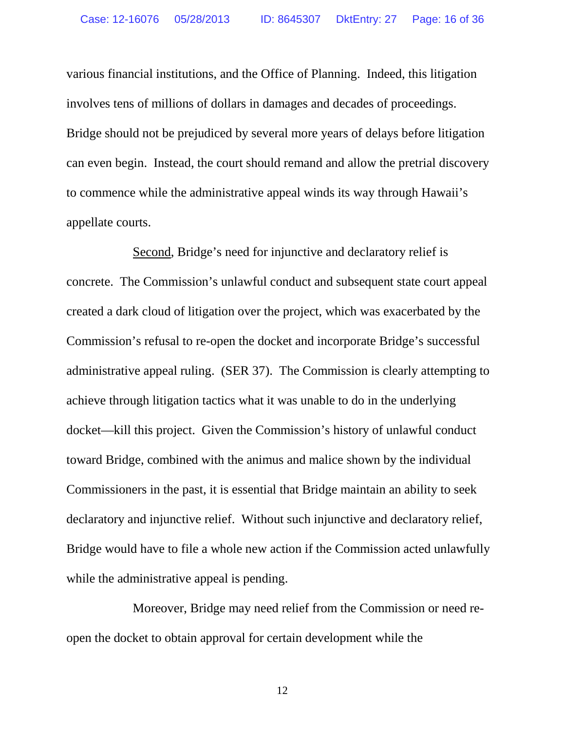various financial institutions, and the Office of Planning. Indeed, this litigation involves tens of millions of dollars in damages and decades of proceedings. Bridge should not be prejudiced by several more years of delays before litigation can even begin. Instead, the court should remand and allow the pretrial discovery to commence while the administrative appeal winds its way through Hawaii's appellate courts.

Second, Bridge's need for injunctive and declaratory relief is concrete. The Commission's unlawful conduct and subsequent state court appeal created a dark cloud of litigation over the project, which was exacerbated by the Commission's refusal to re-open the docket and incorporate Bridge's successful administrative appeal ruling. (SER 37). The Commission is clearly attempting to achieve through litigation tactics what it was unable to do in the underlying docket—kill this project. Given the Commission's history of unlawful conduct toward Bridge, combined with the animus and malice shown by the individual Commissioners in the past, it is essential that Bridge maintain an ability to seek declaratory and injunctive relief. Without such injunctive and declaratory relief, Bridge would have to file a whole new action if the Commission acted unlawfully while the administrative appeal is pending.

Moreover, Bridge may need relief from the Commission or need re-open the docket to obtain approval for certain development while the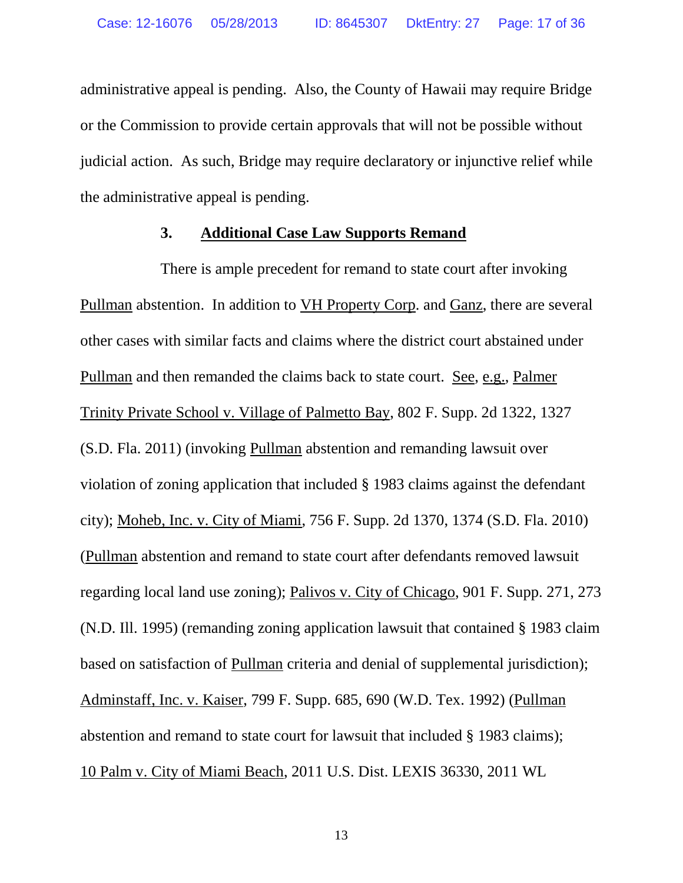administrative appeal is pending. Also, the County of Hawaii may require Bridge or the Commission to provide certain approvals that will not be possible without judicial action. As such, Bridge may require declaratory or injunctive relief while the administrative appeal is pending.

### 3. Additional Case Law Supports Remand

There is ample precedent for remand to state court after invoking Pullman abstention. In addition to VH Property Corp. and Ganz, there are several other cases with similar facts and claims where the district court abstained under Pullman and then remanded the claims back to state court. See, e.g., Palmer Trinity Private School v. Village of Palmetto Bay, 802 F. Supp. 2d 1322, 1327 (S.D. Fla. 2011) (invoking Pullman abstention and remanding lawsuit over violation of zoning application that included § 1983 claims against the defendant city); Moheb, Inc. v. City of Miami, 756 F. Supp. 2d 1370, 1374 (S.D. Fla. 2010) (Pullman abstention and remand to state court after defendants removed lawsuit regarding local land use zoning); Palivos v. City of Chicago, 901 F. Supp. 271, 273 (N.D. Ill. 1995) (remanding zoning application lawsuit that contained § 1983 claim based on satisfaction of Pullman criteria and denial of supplemental jurisdiction); Adminstaff, Inc. v. Kaiser, 799 F. Supp. 685, 690 (W.D. Tex. 1992) (Pullman abstention and remand to state court for lawsuit that included § 1983 claims); 10 Palm v. City of Miami Beach, 2011 U.S. Dist. LEXIS 36330, 2011 WL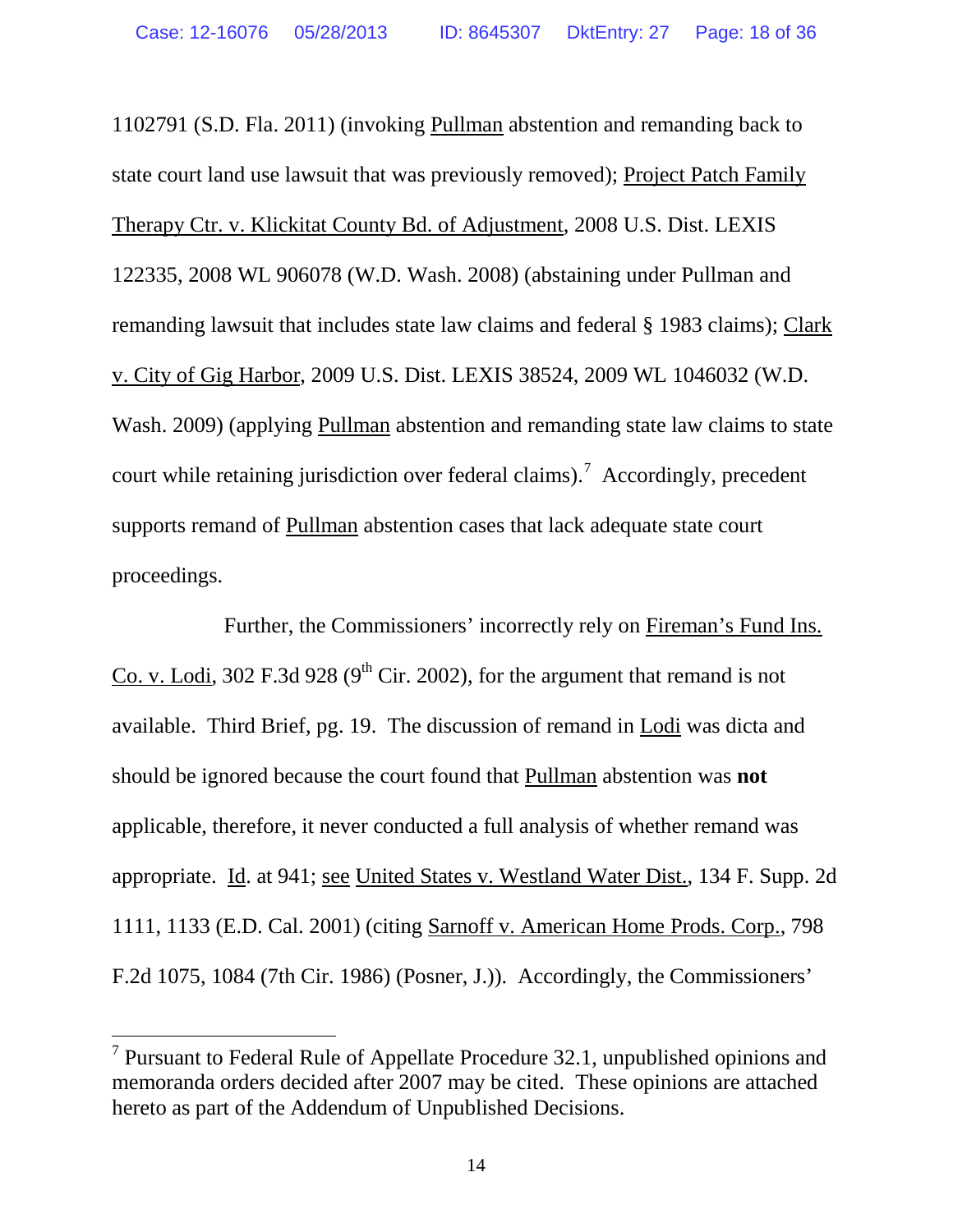1102791 (S.D. Fla. 2011) (invoking Pullman abstention and remanding back to state court land use lawsuit that was previously removed); Project Patch Family Therapy Ctr. v. Klickitat County Bd. of Adjustment, 2008 U.S. Dist. LEXIS 122335, 2008 WL 906078 (W.D. Wash. 2008) (abstaining under Pullman and remanding lawsuit that includes state law claims and federal § 1983 claims); Clark v. City of Gig Harbor, 2009 U.S. Dist. LEXIS 38524, 2009 WL 1046032 (W.D. Wash. 2009) (applying Pullman abstention and remanding state law claims to state court while retaining jurisdiction over federal claims).[7] Accordingly, precedent supports remand of Pullman abstention cases that lack adequate state court proceedings.

Further, the Commissioners' incorrectly rely on Fireman's Fund Ins. Co. v. Lodi, 302 F.3d 928 (9th Cir. 2002), for the argument that remand is not available. Third Brief, pg. 19. The discussion of remand in Lodi was dicta and should be ignored because the court found that Pullman abstention was **not** applicable, therefore, it never conducted a full analysis of whether remand was appropriate. Id. at 941; see United States v. Westland Water Dist., 134 F. Supp. 2d 1111, 1133 (E.D. Cal. 2001) (citing Sarnoff v. American Home Prods. Corp., 798 F.2d 1075, 1084 (7th Cir. 1986) (Posner, J.)). Accordingly, the Commissioners'

---

[7] Pursuant to Federal Rule of Appellate Procedure 32.1, unpublished opinions and memoranda orders decided after 2007 may be cited. These opinions are attached hereto as part of the Addendum of Unpublished Decisions.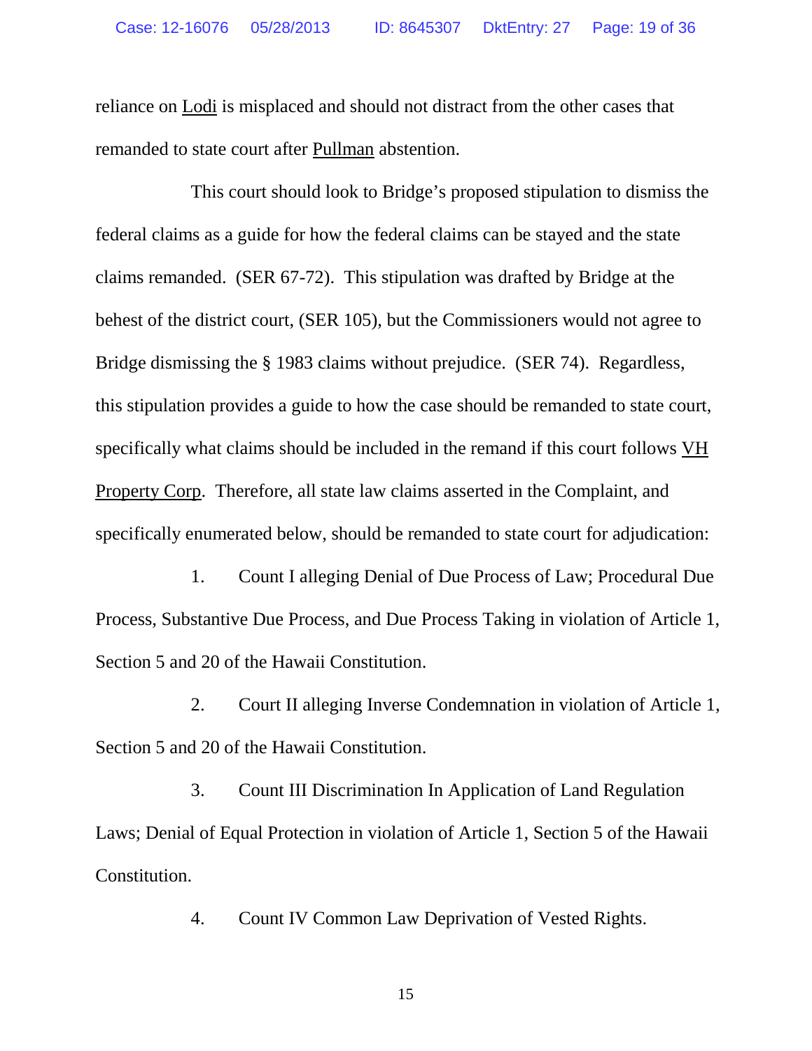reliance on Lodi is misplaced and should not distract from the other cases that remanded to state court after Pullman abstention.

This court should look to Bridge's proposed stipulation to dismiss the federal claims as a guide for how the federal claims can be stayed and the state claims remanded. (SER 67-72). This stipulation was drafted by Bridge at the behest of the district court, (SER 105), but the Commissioners would not agree to Bridge dismissing the § 1983 claims without prejudice. (SER 74). Regardless, this stipulation provides a guide to how the case should be remanded to state court, specifically what claims should be included in the remand if this court follows VH Property Corp. Therefore, all state law claims asserted in the Complaint, and specifically enumerated below, should be remanded to state court for adjudication:

1. Count I alleging Denial of Due Process of Law; Procedural Due Process, Substantive Due Process, and Due Process Taking in violation of Article 1, Section 5 and 20 of the Hawaii Constitution.

2. Court II alleging Inverse Condemnation in violation of Article 1, Section 5 and 20 of the Hawaii Constitution.

3. Count III Discrimination In Application of Land Regulation Laws; Denial of Equal Protection in violation of Article 1, Section 5 of the Hawaii Constitution.

4. Count IV Common Law Deprivation of Vested Rights.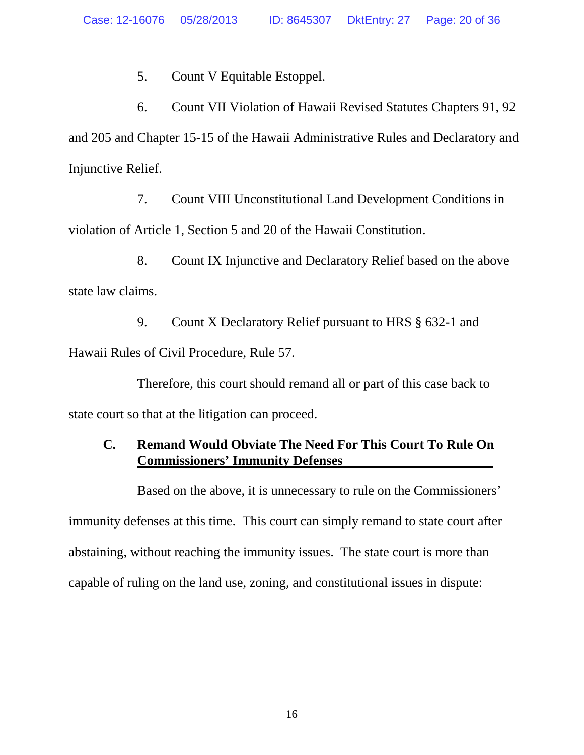5. Count V Equitable Estoppel.

6. Count VII Violation of Hawaii Revised Statutes Chapters 91, 92 and 205 and Chapter 15-15 of the Hawaii Administrative Rules and Declaratory and Injunctive Relief.

7. Count VIII Unconstitutional Land Development Conditions in violation of Article 1, Section 5 and 20 of the Hawaii Constitution.

8. Count IX Injunctive and Declaratory Relief based on the above state law claims.

9. Count X Declaratory Relief pursuant to HRS § 632-1 and Hawaii Rules of Civil Procedure, Rule 57.

Therefore, this court should remand all or part of this case back to state court so that at the litigation can proceed.

### C. Remand Would Obviate The Need For This Court To Rule On Commissioners' Immunity Defenses

Based on the above, it is unnecessary to rule on the Commissioners' immunity defenses at this time. This court can simply remand to state court after abstaining, without reaching the immunity issues. The state court is more than capable of ruling on the land use, zoning, and constitutional issues in dispute: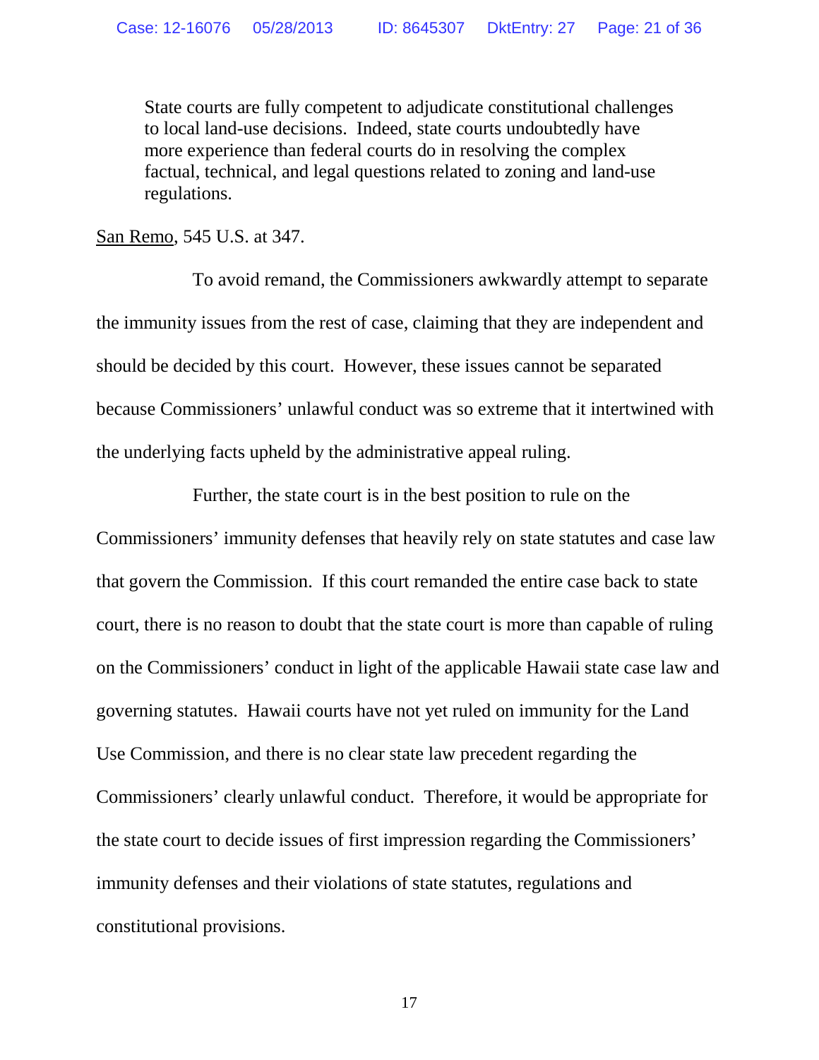> State courts are fully competent to adjudicate constitutional challenges to local land-use decisions. Indeed, state courts undoubtedly have more experience than federal courts do in resolving the complex factual, technical, and legal questions related to zoning and land-use regulations.

San Remo, 545 U.S. at 347.

To avoid remand, the Commissioners awkwardly attempt to separate the immunity issues from the rest of case, claiming that they are independent and should be decided by this court. However, these issues cannot be separated because Commissioners' unlawful conduct was so extreme that it intertwined with the underlying facts upheld by the administrative appeal ruling.

Further, the state court is in the best position to rule on the Commissioners' immunity defenses that heavily rely on state statutes and case law that govern the Commission. If this court remanded the entire case back to state court, there is no reason to doubt that the state court is more than capable of ruling on the Commissioners' conduct in light of the applicable Hawaii state case law and governing statutes. Hawaii courts have not yet ruled on immunity for the Land Use Commission, and there is no clear state law precedent regarding the Commissioners' clearly unlawful conduct. Therefore, it would be appropriate for the state court to decide issues of first impression regarding the Commissioners' immunity defenses and their violations of state statutes, regulations and constitutional provisions.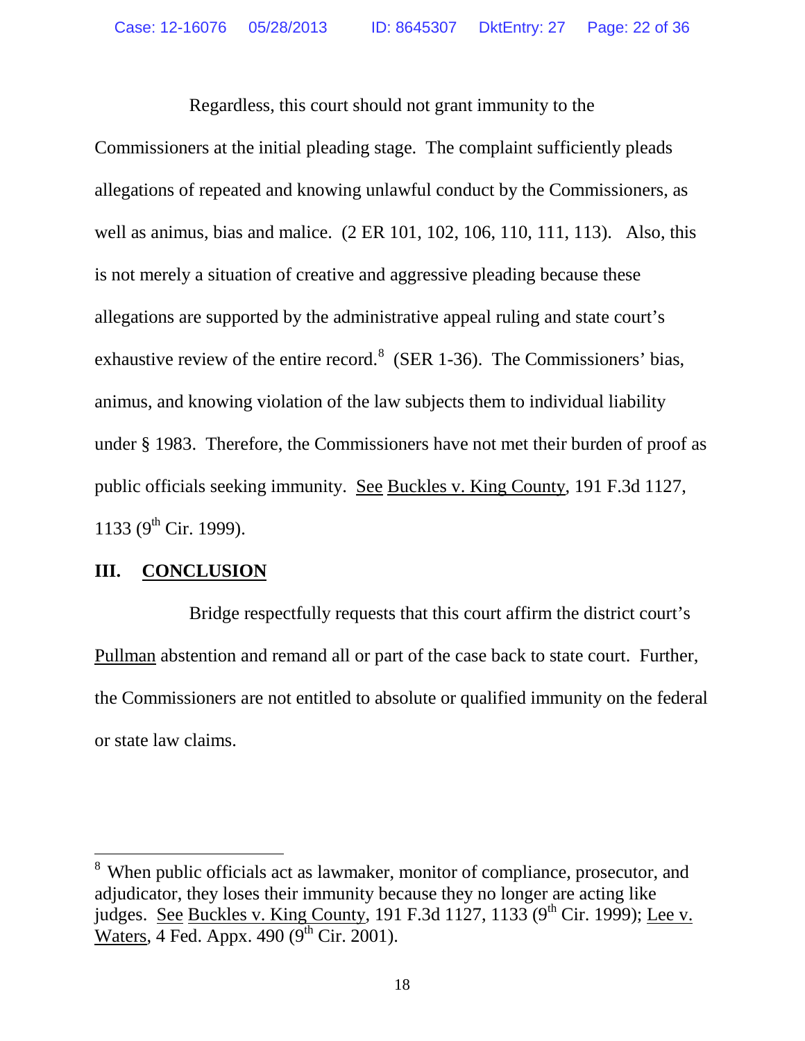Regardless, this court should not grant immunity to the Commissioners at the initial pleading stage. The complaint sufficiently pleads allegations of repeated and knowing unlawful conduct by the Commissioners, as well as animus, bias and malice. (2 ER 101, 102, 106, 110, 111, 113). Also, this is not merely a situation of creative and aggressive pleading because these allegations are supported by the administrative appeal ruling and state court's exhaustive review of the entire record.[8] (SER 1-36). The Commissioners' bias, animus, and knowing violation of the law subjects them to individual liability under § 1983. Therefore, the Commissioners have not met their burden of proof as public officials seeking immunity. See Buckles v. King County, 191 F.3d 1127, 1133 (9th Cir. 1999).

## III. CONCLUSION

Bridge respectfully requests that this court affirm the district court's Pullman abstention and remand all or part of the case back to state court. Further, the Commissioners are not entitled to absolute or qualified immunity on the federal or state law claims.

---

[8] When public officials act as lawmaker, monitor of compliance, prosecutor, and adjudicator, they loses their immunity because they no longer are acting like judges. See Buckles v. King County, 191 F.3d 1127, 1133 (9th Cir. 1999); Lee v. Waters, 4 Fed. Appx. 490 (9th Cir. 2001).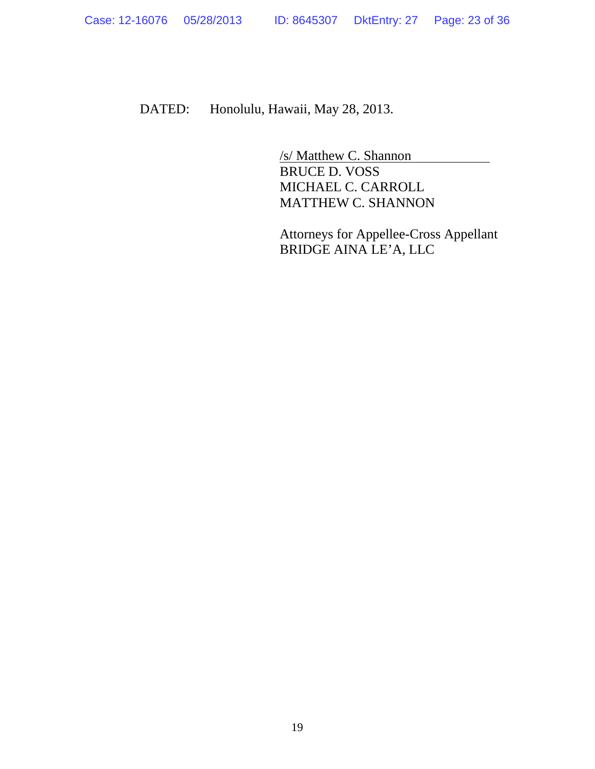DATED: Honolulu, Hawaii, May 28, 2013.

/s/ Matthew C. Shannon
BRUCE D. VOSS
MICHAEL C. CARROLL
MATTHEW C. SHANNON

Attorneys for Appellee-Cross Appellant
BRIDGE AINA LE'A, LLC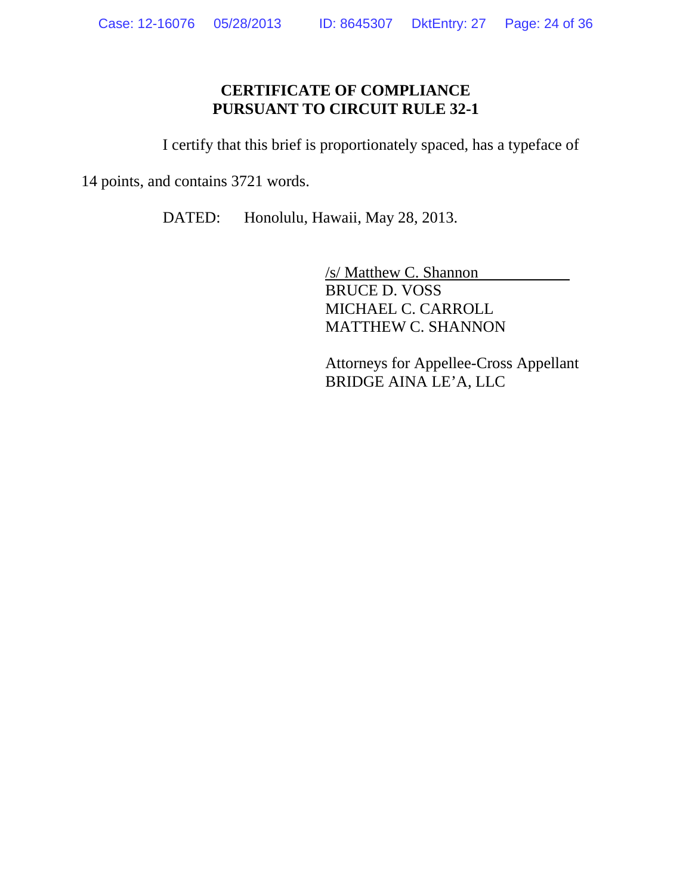**CERTIFICATE OF COMPLIANCE**
**PURSUANT TO CIRCUIT RULE 32-1**

I certify that this brief is proportionately spaced, has a typeface of 14 points, and contains 3721 words.

DATED: Honolulu, Hawaii, May 28, 2013.

/s/ Matthew C. Shannon
BRUCE D. VOSS
MICHAEL C. CARROLL
MATTHEW C. SHANNON

Attorneys for Appellee-Cross Appellant
BRIDGE AINA LE'A, LLC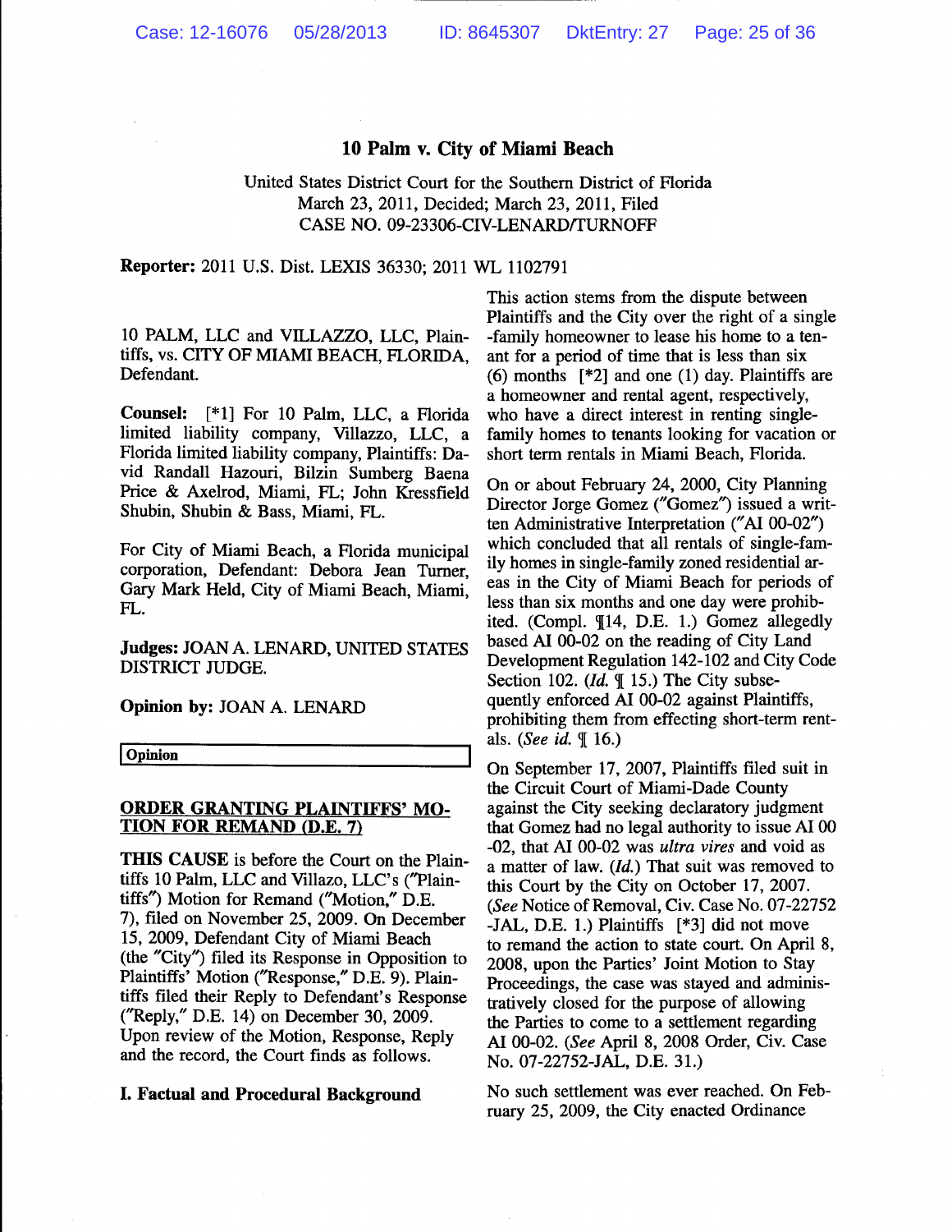# 10 Palm v. City of Miami Beach

United States District Court for the Southern District of Florida
March 23, 2011, Decided; March 23, 2011, Filed
CASE NO. 09-23306-CIV-LENARD/TURNOFF

**Reporter:** 2011 U.S. Dist. LEXIS 36330; 2011 WL 1102791

10 PALM, LLC and VILLAZZO, LLC, Plaintiffs, vs. CITY OF MIAMI BEACH, FLORIDA, Defendant.

**Counsel:** [*1] For 10 Palm, LLC, a Florida limited liability company, Villazzo, LLC, a Florida limited liability company, Plaintiffs: David Randall Hazouri, Bilzin Sumberg Baena Price & Axelrod, Miami, FL; John Kressfield Shubin, Shubin & Bass, Miami, FL.

For City of Miami Beach, a Florida municipal corporation, Defendant: Debora Jean Turner, Gary Mark Held, City of Miami Beach, Miami, FL.

**Judges:** JOAN A. LENARD, UNITED STATES DISTRICT JUDGE.

**Opinion by:** JOAN A. LENARD

**Opinion**

**ORDER GRANTING PLAINTIFFS' MOTION FOR REMAND (D.E. 7)**

**THIS CAUSE** is before the Court on the Plaintiffs 10 Palm, LLC and Villazo, LLC's ("Plaintiffs") Motion for Remand ("Motion," D.E. 7), filed on November 25, 2009. On December 15, 2009, Defendant City of Miami Beach (the "City") filed its Response in Opposition to Plaintiffs' Motion ("Response," D.E. 9). Plaintiffs filed their Reply to Defendant's Response ("Reply," D.E. 14) on December 30, 2009. Upon review of the Motion, Response, Reply and the record, the Court finds as follows.

**I. Factual and Procedural Background**

This action stems from the dispute between Plaintiffs and the City over the right of a single-family homeowner to lease his home to a tenant for a period of time that is less than six (6) months [*2] and one (1) day. Plaintiffs are a homeowner and rental agent, respectively, who have a direct interest in renting single-family homes to tenants looking for vacation or short term rentals in Miami Beach, Florida.

On or about February 24, 2000, City Planning Director Jorge Gomez ("Gomez") issued a written Administrative Interpretation ("AI 00-02") which concluded that all rentals of single-family homes in single-family zoned residential areas in the City of Miami Beach for periods of less than six months and one day were prohibited. (Compl. ¶14, D.E. 1.) Gomez allegedly based AI 00-02 on the reading of City Land Development Regulation 142-102 and City Code Section 102. (*Id.* ¶ 15.) The City subsequently enforced AI 00-02 against Plaintiffs, prohibiting them from effecting short-term rentals. (*See id.* ¶ 16.)

On September 17, 2007, Plaintiffs filed suit in the Circuit Court of Miami-Dade County against the City seeking declaratory judgment that Gomez had no legal authority to issue AI 00-02, that AI 00-02 was *ultra vires* and void as a matter of law. (*Id.*) That suit was removed to this Court by the City on October 17, 2007. (*See* Notice of Removal, Civ. Case No. 07-22752-JAL, D.E. 1.) Plaintiffs [*3] did not move to remand the action to state court. On April 8, 2008, upon the Parties' Joint Motion to Stay Proceedings, the case was stayed and administratively closed for the purpose of allowing the Parties to come to a settlement regarding AI 00-02. (*See* April 8, 2008 Order, Civ. Case No. 07-22752-JAL, D.E. 31.)

No such settlement was ever reached. On February 25, 2009, the City enacted Ordinance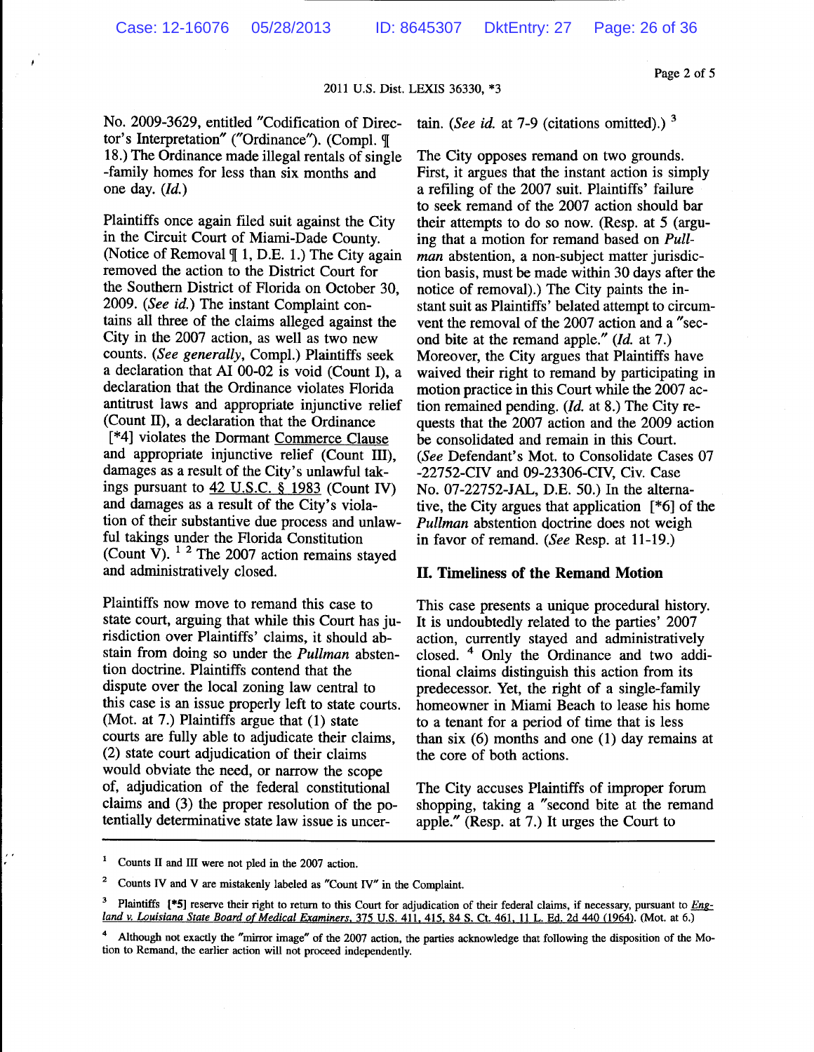No. 2009-3629, entitled "Codification of Director's Interpretation" ("Ordinance"). (Compl. ¶ 18.) The Ordinance made illegal rentals of single -family homes for less than six months and one day. (*Id.*)

Plaintiffs once again filed suit against the City in the Circuit Court of Miami-Dade County. (Notice of Removal ¶ 1, D.E. 1.) The City again removed the action to the District Court for the Southern District of Florida on October 30, 2009. (*See id.*) The instant Complaint contains all three of the claims alleged against the City in the 2007 action, as well as two new counts. (*See generally*, Compl.) Plaintiffs seek a declaration that AI 00-02 is void (Count I), a declaration that the Ordinance violates Florida antitrust laws and appropriate injunctive relief (Count II), a declaration that the Ordinance [*4] violates the Dormant Commerce Clause and appropriate injunctive relief (Count III), damages as a result of the City's unlawful takings pursuant to 42 U.S.C. § 1983 (Count IV) and damages as a result of the City's violation of their substantive due process and unlawful takings under the Florida Constitution (Count V). [1] [2] The 2007 action remains stayed and administratively closed.

Plaintiffs now move to remand this case to state court, arguing that while this Court has jurisdiction over Plaintiffs' claims, it should abstain from doing so under the *Pullman* abstention doctrine. Plaintiffs contend that the dispute over the local zoning law central to this case is an issue properly left to state courts. (Mot. at 7.) Plaintiffs argue that (1) state courts are fully able to adjudicate their claims, (2) state court adjudication of their claims would obviate the need, or narrow the scope of, adjudication of the federal constitutional claims and (3) the proper resolution of the potentially determinative state law issue is uncertain. (*See id.* at 7-9 (citations omitted).) [3]

The City opposes remand on two grounds. First, it argues that the instant action is simply a refiling of the 2007 suit. Plaintiffs' failure to seek remand of the 2007 action should bar their attempts to do so now. (Resp. at 5 (arguing that a motion for remand based on *Pullman* abstention, a non-subject matter jurisdiction basis, must be made within 30 days after the notice of removal).) The City paints the instant suit as Plaintiffs' belated attempt to circumvent the removal of the 2007 action and a "second bite at the remand apple." (*Id.* at 7.) Moreover, the City argues that Plaintiffs have waived their right to remand by participating in motion practice in this Court while the 2007 action remained pending. (*Id.* at 8.) The City requests that the 2007 action and the 2009 action be consolidated and remain in this Court. (*See* Defendant's Mot. to Consolidate Cases 07-22752-CIV and 09-23306-CIV, Civ. Case No. 07-22752-JAL, D.E. 50.) In the alternative, the City argues that application [*6] of the *Pullman* abstention doctrine does not weigh in favor of remand. (*See* Resp. at 11-19.)

## II. Timeliness of the Remand Motion

This case presents a unique procedural history. It is undoubtedly related to the parties' 2007 action, currently stayed and administratively closed. [4] Only the Ordinance and two additional claims distinguish this action from its predecessor. Yet, the right of a single-family homeowner in Miami Beach to lease his home to a tenant for a period of time that is less than six (6) months and one (1) day remains at the core of both actions.

The City accuses Plaintiffs of improper forum shopping, taking a "second bite at the remand apple." (Resp. at 7.) It urges the Court to

---

[1] Counts II and III were not pled in the 2007 action.

[2] Counts IV and V are mistakenly labeled as "Count IV" in the Complaint.

[3] Plaintiffs [*5] reserve their right to return to this Court for adjudication of their federal claims, if necessary, pursuant to England v. Louisiana State Board of Medical Examiners, 375 U.S. 411, 415, 84 S. Ct. 461, 11 L. Ed. 2d 440 (1964). (Mot. at 6.)

[4] Although not exactly the "mirror image" of the 2007 action, the parties acknowledge that following the disposition of the Motion to Remand, the earlier action will not proceed independently.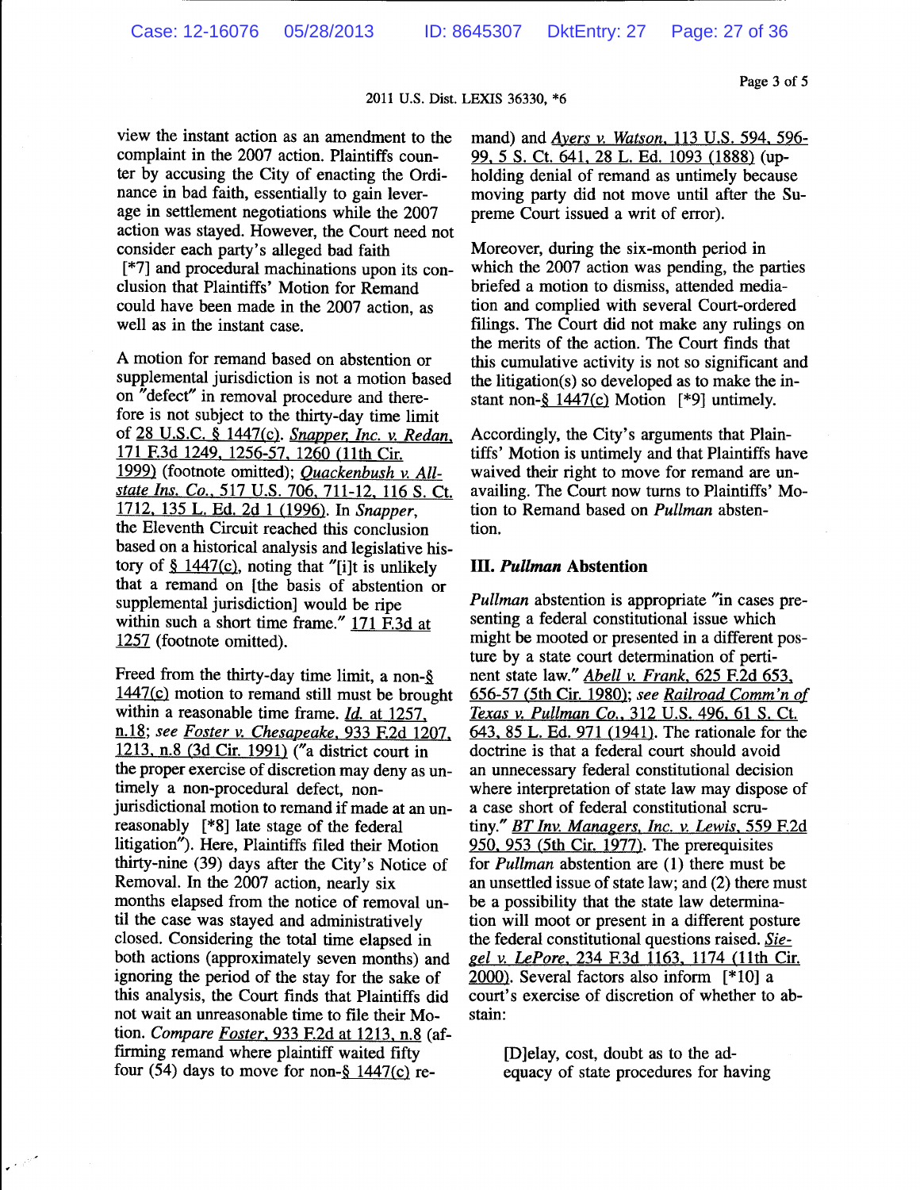view the instant action as an amendment to the complaint in the 2007 action. Plaintiffs counter by accusing the City of enacting the Ordinance in bad faith, essentially to gain leverage in settlement negotiations while the 2007 action was stayed. However, the Court need not consider each party's alleged bad faith [*7] and procedural machinations upon its conclusion that Plaintiffs' Motion for Remand could have been made in the 2007 action, as well as in the instant case.

A motion for remand based on abstention or supplemental jurisdiction is not a motion based on "defect" in removal procedure and therefore is not subject to the thirty-day time limit of 28 U.S.C. § 1447(c). *Snapper, Inc. v. Redan*, 171 F.3d 1249, 1256-57, 1260 (11th Cir. 1999) (footnote omitted); *Quackenbush v. Allstate Ins. Co.*, 517 U.S. 706, 711-12, 116 S. Ct. 1712, 135 L. Ed. 2d 1 (1996). In *Snapper*, the Eleventh Circuit reached this conclusion based on a historical analysis and legislative history of § 1447(c), noting that "[i]t is unlikely that a remand on [the basis of abstention or supplemental jurisdiction] would be ripe within such a short time frame." 171 F.3d at 1257 (footnote omitted).

Freed from the thirty-day time limit, a non-§ 1447(c) motion to remand still must be brought within a reasonable time frame. *Id.* at 1257, n.18; *see Foster v. Chesapeake*, 933 F.2d 1207, 1213, n.8 (3d Cir. 1991) ("a district court in the proper exercise of discretion may deny as untimely a non-procedural defect, non-jurisdictional motion to remand if made at an unreasonably [*8] late stage of the federal litigation"). Here, Plaintiffs filed their Motion thirty-nine (39) days after the City's Notice of Removal. In the 2007 action, nearly six months elapsed from the notice of removal until the case was stayed and administratively closed. Considering the total time elapsed in both actions (approximately seven months) and ignoring the period of the stay for the sake of this analysis, the Court finds that Plaintiffs did not wait an unreasonable time to file their Motion. *Compare Foster*, 933 F.2d at 1213, n.8 (affirming remand where plaintiff waited fifty four (54) days to move for non-§ 1447(c) remand) and *Ayers v. Watson*, 113 U.S. 594, 596-99, 5 S. Ct. 641, 28 L. Ed. 1093 (1888) (upholding denial of remand as untimely because moving party did not move until after the Supreme Court issued a writ of error).

Moreover, during the six-month period in which the 2007 action was pending, the parties briefed a motion to dismiss, attended mediation and complied with several Court-ordered filings. The Court did not make any rulings on the merits of the action. The Court finds that this cumulative activity is not so significant and the litigation(s) so developed as to make the instant non-§ 1447(c) Motion [*9] untimely.

Accordingly, the City's arguments that Plaintiffs' Motion is untimely and that Plaintiffs have waived their right to move for remand are unavailing. The Court now turns to Plaintiffs' Motion to Remand based on *Pullman* abstention.

## III. *Pullman* Abstention

*Pullman* abstention is appropriate "in cases presenting a federal constitutional issue which might be mooted or presented in a different posture by a state court determination of pertinent state law." *Abell v. Frank*, 625 F.2d 653, 656-57 (5th Cir. 1980); *see Railroad Comm'n of Texas v. Pullman Co.*, 312 U.S. 496, 61 S. Ct. 643, 85 L. Ed. 971 (1941). The rationale for the doctrine is that a federal court should avoid an unnecessary federal constitutional decision where interpretation of state law may dispose of a case short of federal constitutional scrutiny." *BT Inv. Managers, Inc. v. Lewis*, 559 F.2d 950, 953 (5th Cir. 1977). The prerequisites for *Pullman* abstention are (1) there must be an unsettled issue of state law; and (2) there must be a possibility that the state law determination will moot or present in a different posture the federal constitutional questions raised. *Siegel v. LePore*, 234 F.3d 1163, 1174 (11th Cir. 2000). Several factors also inform [*10] a court's exercise of discretion of whether to abstain:

> [D]elay, cost, doubt as to the adequacy of state procedures for having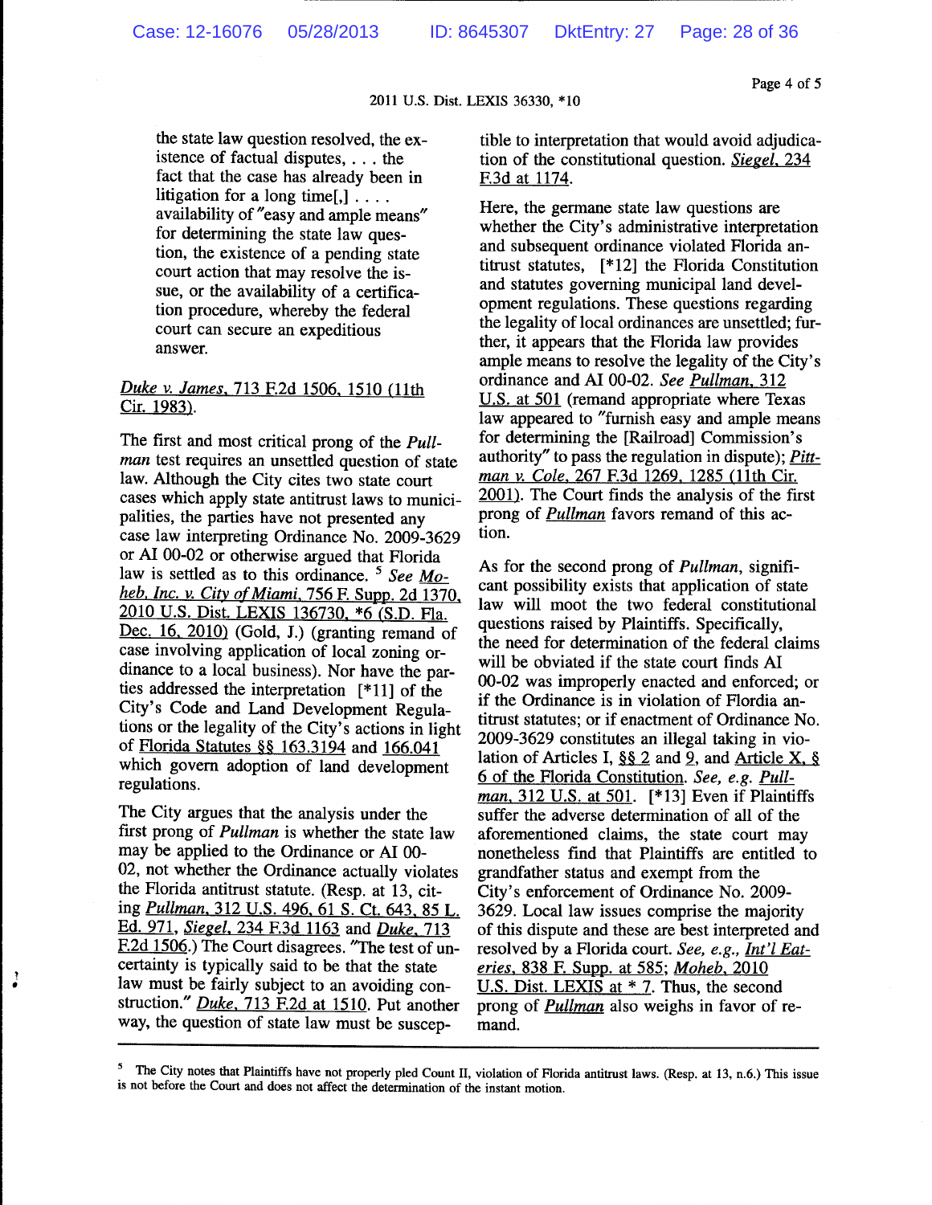the state law question resolved, the existence of factual disputes, . . . the fact that the case has already been in litigation for a long time[,] . . . . availability of "easy and ample means" for determining the state law question, the existence of a pending state court action that may resolve the issue, or the availability of a certification procedure, whereby the federal court can secure an expeditious answer.

Duke v. James, 713 F.2d 1506, 1510 (11th Cir. 1983).

The first and most critical prong of the *Pullman* test requires an unsettled question of state law. Although the City cites two state court cases which apply state antitrust laws to municipalities, the parties have not presented any case law interpreting Ordinance No. 2009-3629 or AI 00-02 or otherwise argued that Florida law is settled as to this ordinance. [5] *See* Moheb, Inc. v. City of Miami, 756 F. Supp. 2d 1370, 2010 U.S. Dist. LEXIS 136730, *6 (S.D. Fla. Dec. 16, 2010) (Gold, J.) (granting remand of case involving application of local zoning ordinance to a local business). Nor have the parties addressed the interpretation [*11] of the City's Code and Land Development Regulations or the legality of the City's actions in light of Florida Statutes §§ 163.3194 and 166.041 which govern adoption of land development regulations.

The City argues that the analysis under the first prong of *Pullman* is whether the state law may be applied to the Ordinance or AI 00-02, not whether the Ordinance actually violates the Florida antitrust statute. (Resp. at 13, citing Pullman, 312 U.S. 496, 61 S. Ct. 643, 85 L. Ed. 971, Siegel, 234 F.3d 1163 and Duke, 713 F.2d 1506.) The Court disagrees. "The test of uncertainty is typically said to be that the state law must be fairly subject to an avoiding construction." Duke, 713 F.2d at 1510. Put another way, the question of state law must be susceptible to interpretation that would avoid adjudication of the constitutional question. Siegel, 234 F.3d at 1174.

Here, the germane state law questions are whether the City's administrative interpretation and subsequent ordinance violated Florida antitrust statutes, [*12] the Florida Constitution and statutes governing municipal land development regulations. These questions regarding the legality of local ordinances are unsettled; further, it appears that the Florida law provides ample means to resolve the legality of the City's ordinance and AI 00-02. *See* Pullman, 312 U.S. at 501 (remand appropriate where Texas law appeared to "furnish easy and ample means for determining the [Railroad] Commission's authority" to pass the regulation in dispute); Pittman v. Cole, 267 F.3d 1269, 1285 (11th Cir. 2001). The Court finds the analysis of the first prong of *Pullman* favors remand of this action.

As for the second prong of *Pullman*, significant possibility exists that application of state law will moot the two federal constitutional questions raised by Plaintiffs. Specifically, the need for determination of the federal claims will be obviated if the state court finds AI 00-02 was improperly enacted and enforced; or if the Ordinance is in violation of Flordia antitrust statutes; or if enactment of Ordinance No. 2009-3629 constitutes an illegal taking in violation of Articles I, §§ 2 and 9, and Article X, § 6 of the Florida Constitution. *See, e.g.* Pullman, 312 U.S. at 501. [*13] Even if Plaintiffs suffer the adverse determination of all of the aforementioned claims, the state court may nonetheless find that Plaintiffs are entitled to grandfather status and exempt from the City's enforcement of Ordinance No. 2009-3629. Local law issues comprise the majority of this dispute and these are best interpreted and resolved by a Florida court. *See, e.g.,* Int'l Eateries, 838 F. Supp. at 585; Moheb, 2010 U.S. Dist. LEXIS at * 7. Thus, the second prong of *Pullman* also weighs in favor of remand.

---

[5] The City notes that Plaintiffs have not properly pled Count II, violation of Florida antitrust laws. (Resp. at 13, n.6.) This issue is not before the Court and does not affect the determination of the instant motion.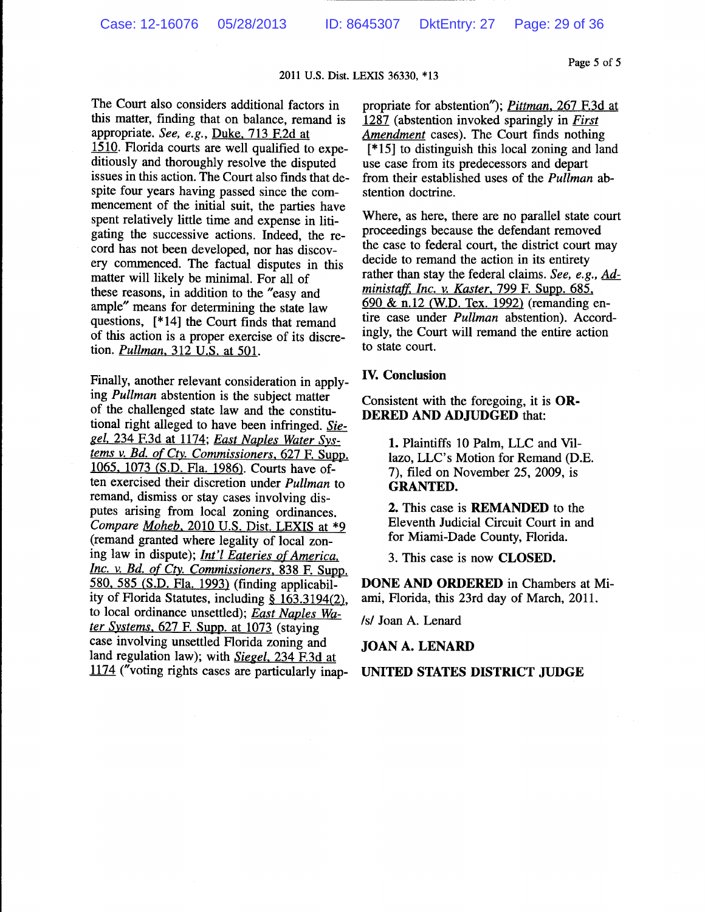The Court also considers additional factors in this matter, finding that on balance, remand is appropriate. *See, e.g.*, Duke, 713 F.2d at 1510. Florida courts are well qualified to expeditiously and thoroughly resolve the disputed issues in this action. The Court also finds that despite four years having passed since the commencement of the initial suit, the parties have spent relatively little time and expense in litigating the successive actions. Indeed, the record has not been developed, nor has discovery commenced. The factual disputes in this matter will likely be minimal. For all of these reasons, in addition to the "easy and ample" means for determining the state law questions, [*14] the Court finds that remand of this action is a proper exercise of its discretion. *Pullman*, 312 U.S. at 501.

Finally, another relevant consideration in applying *Pullman* abstention is the subject matter of the challenged state law and the constitutional right alleged to have been infringed. *Siegel*, 234 F.3d at 1174; *East Naples Water Systems v. Bd. of Cty. Commissioners*, 627 F. Supp. 1065, 1073 (S.D. Fla. 1986). Courts have often exercised their discretion under *Pullman* to remand, dismiss or stay cases involving disputes arising from local zoning ordinances. *Compare Moheb*, 2010 U.S. Dist. LEXIS at *9 (remand granted where legality of local zoning law in dispute); *Int'l Eateries of America, Inc. v. Bd. of Cty. Commissioners*, 838 F. Supp. 580, 585 (S.D. Fla. 1993) (finding applicability of Florida Statutes, including § 163.3194(2), to local ordinance unsettled); *East Naples Water Systems*, 627 F. Supp. at 1073 (staying case involving unsettled Florida zoning and land regulation law); with *Siegel*, 234 F.3d at 1174 ("voting rights cases are particularly inappropriate for abstention"); *Pittman*, 267 F.3d at 1287 (abstention invoked sparingly in *First Amendment* cases). The Court finds nothing [*15] to distinguish this local zoning and land use case from its predecessors and depart from their established uses of the *Pullman* abstention doctrine.

Where, as here, there are no parallel state court proceedings because the defendant removed the case to federal court, the district court may decide to remand the action in its entirety rather than stay the federal claims. *See, e.g., Administaff, Inc. v. Kaster*, 799 F. Supp. 685, 690 & n.12 (W.D. Tex. 1992) (remanding entire case under *Pullman* abstention). Accordingly, the Court will remand the entire action to state court.

## IV. Conclusion

Consistent with the foregoing, it is **ORDERED AND ADJUDGED** that:

> **1.** Plaintiffs 10 Palm, LLC and Villazo, LLC's Motion for Remand (D.E. 7), filed on November 25, 2009, is **GRANTED.**
>
> **2.** This case is **REMANDED** to the Eleventh Judicial Circuit Court in and for Miami-Dade County, Florida.
>
> 3. This case is now **CLOSED.**

**DONE AND ORDERED** in Chambers at Miami, Florida, this 23rd day of March, 2011.

/s/ Joan A. Lenard

**JOAN A. LENARD**

**UNITED STATES DISTRICT JUDGE**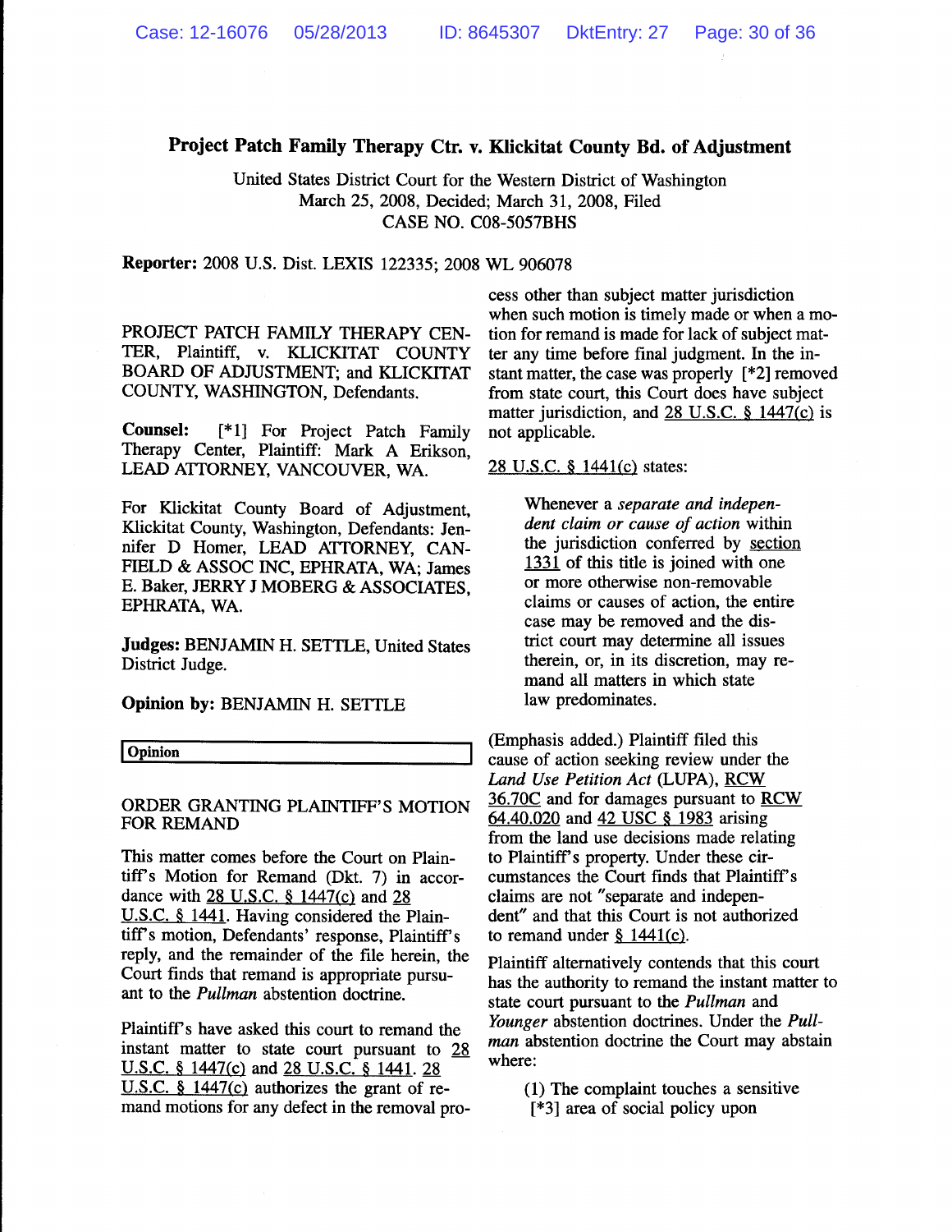**Project Patch Family Therapy Ctr. v. Klickitat County Bd. of Adjustment**

United States District Court for the Western District of Washington
March 25, 2008, Decided; March 31, 2008, Filed
CASE NO. C08-5057BHS

**Reporter:** 2008 U.S. Dist. LEXIS 122335; 2008 WL 906078

PROJECT PATCH FAMILY THERAPY CENTER, Plaintiff, v. KLICKITAT COUNTY BOARD OF ADJUSTMENT; and KLICKITAT COUNTY, WASHINGTON, Defendants.

**Counsel:** [*1] For Project Patch Family Therapy Center, Plaintiff: Mark A Erikson, LEAD ATTORNEY, VANCOUVER, WA.

For Klickitat County Board of Adjustment, Klickitat County, Washington, Defendants: Jennifer D Homer, LEAD ATTORNEY, CANFIELD & ASSOC INC, EPHRATA, WA; James E. Baker, JERRY J MOBERG & ASSOCIATES, EPHRATA, WA.

**Judges:** BENJAMIN H. SETTLE, United States District Judge.

**Opinion by:** BENJAMIN H. SETTLE

**Opinion**

ORDER GRANTING PLAINTIFF'S MOTION FOR REMAND

This matter comes before the Court on Plaintiff's Motion for Remand (Dkt. 7) in accordance with 28 U.S.C. § 1447(c) and 28 U.S.C. § 1441. Having considered the Plaintiff's motion, Defendants' response, Plaintiff's reply, and the remainder of the file herein, the Court finds that remand is appropriate pursuant to the *Pullman* abstention doctrine.

Plaintiff's have asked this court to remand the instant matter to state court pursuant to 28 U.S.C. § 1447(c) and 28 U.S.C. § 1441. 28 U.S.C. § 1447(c) authorizes the grant of remand motions for any defect in the removal process other than subject matter jurisdiction when such motion is timely made or when a motion for remand is made for lack of subject matter any time before final judgment. In the instant matter, the case was properly [*2] removed from state court, this Court does have subject matter jurisdiction, and 28 U.S.C. § 1447(c) is not applicable.

28 U.S.C. § 1441(c) states:

> Whenever a *separate and independent claim or cause of action* within the jurisdiction conferred by section 1331 of this title is joined with one or more otherwise non-removable claims or causes of action, the entire case may be removed and the district court may determine all issues therein, or, in its discretion, may remand all matters in which state law predominates.

(Emphasis added.) Plaintiff filed this cause of action seeking review under the *Land Use Petition Act* (LUPA), RCW 36.70C and for damages pursuant to RCW 64.40.020 and 42 USC § 1983 arising from the land use decisions made relating to Plaintiff's property. Under these circumstances the Court finds that Plaintiff's claims are not "separate and independent" and that this Court is not authorized to remand under § 1441(c).

Plaintiff alternatively contends that this court has the authority to remand the instant matter to state court pursuant to the *Pullman* and *Younger* abstention doctrines. Under the *Pullman* abstention doctrine the Court may abstain where:

> (1) The complaint touches a sensitive [*3] area of social policy upon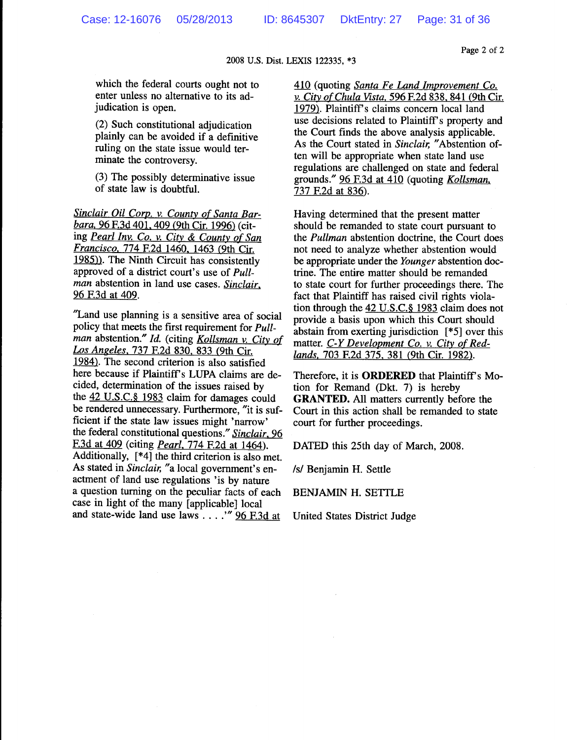which the federal courts ought not to enter unless no alternative to its adjudication is open.

(2) Such constitutional adjudication plainly can be avoided if a definitive ruling on the state issue would terminate the controversy.

(3) The possibly determinative issue of state law is doubtful.

Sinclair Oil Corp. v. County of Santa Barbara, 96 F.3d 401, 409 (9th Cir. 1996) (citing Pearl Inv. Co. v. City & County of San Francisco, 774 F.2d 1460, 1463 (9th Cir. 1985)). The Ninth Circuit has consistently approved of a district court's use of *Pullman* abstention in land use cases. Sinclair, 96 F.3d at 409.

"Land use planning is a sensitive area of social policy that meets the first requirement for *Pullman* abstention." *Id.* (citing Kollsman v. City of Los Angeles, 737 F.2d 830, 833 (9th Cir. 1984). The second criterion is also satisfied here because if Plaintiff's LUPA claims are decided, determination of the issues raised by the 42 U.S.C.§ 1983 claim for damages could be rendered unnecessary. Furthermore, "it is sufficient if the state law issues might 'narrow' the federal constitutional questions." Sinclair, 96 F.3d at 409 (citing Pearl, 774 F.2d at 1464). Additionally, [*4] the third criterion is also met. As stated in *Sinclair*, "a local government's enactment of land use regulations 'is by nature a question turning on the peculiar facts of each case in light of the many [applicable] local and state-wide land use laws . . . .'" 96 F.3d at 410 (quoting Santa Fe Land Improvement Co. v. City of Chula Vista, 596 F.2d 838, 841 (9th Cir. 1979). Plaintiff's claims concern local land use decisions related to Plaintiff's property and the Court finds the above analysis applicable. As the Court stated in *Sinclair*, "Abstention often will be appropriate when state land use regulations are challenged on state and federal grounds." 96 F.3d at 410 (quoting Kollsman, 737 F.2d at 836).

Having determined that the present matter should be remanded to state court pursuant to the *Pullman* abstention doctrine, the Court does not need to analyze whether abstention would be appropriate under the *Younger* abstention doctrine. The entire matter should be remanded to state court for further proceedings there. The fact that Plaintiff has raised civil rights violation through the 42 U.S.C.§ 1983 claim does not provide a basis upon which this Court should abstain from exerting jurisdiction [*5] over this matter. C-Y Development Co. v. City of Redlands, 703 F.2d 375, 381 (9th Cir. 1982).

Therefore, it is **ORDERED** that Plaintiff's Motion for Remand (Dkt. 7) is hereby **GRANTED.** All matters currently before the Court in this action shall be remanded to state court for further proceedings.

DATED this 25th day of March, 2008.

/s/ Benjamin H. Settle

BENJAMIN H. SETTLE

United States District Judge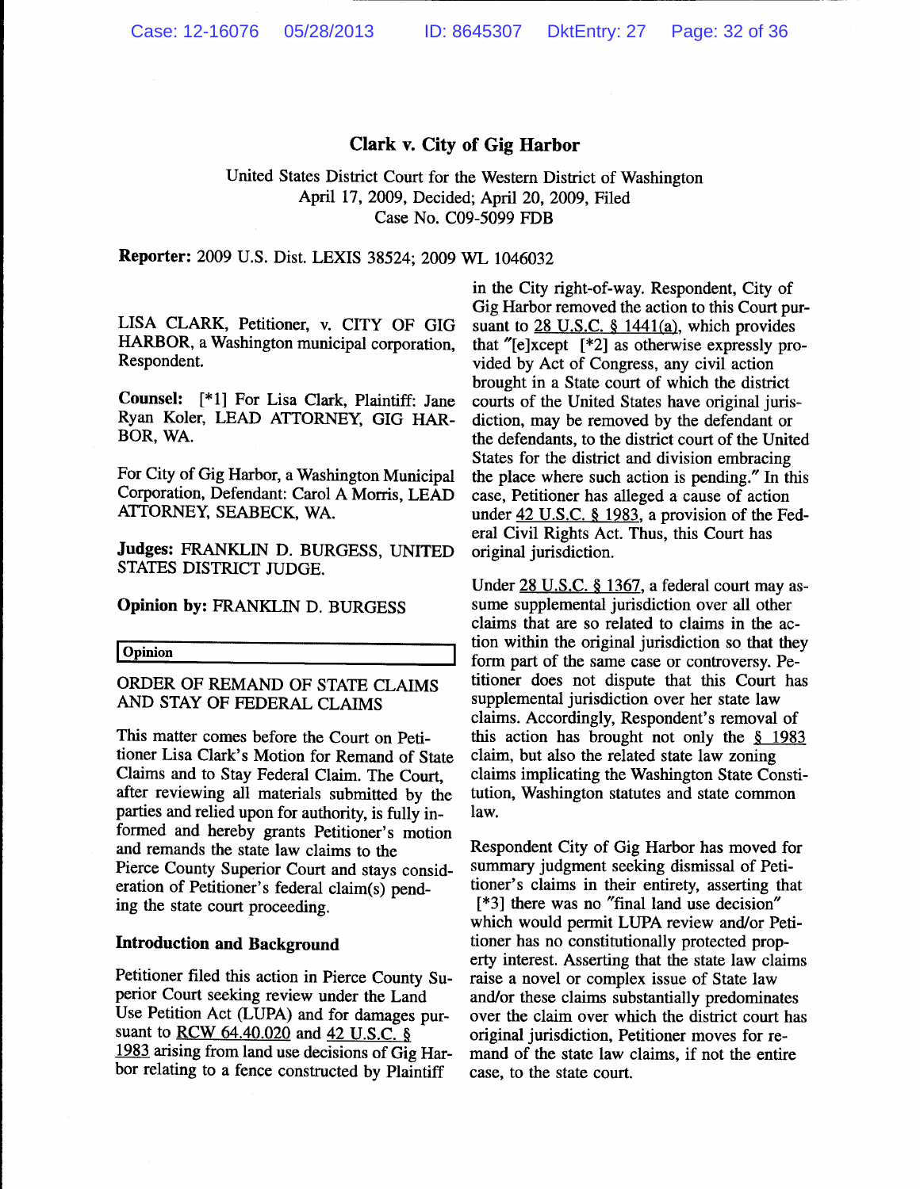## Clark v. City of Gig Harbor

United States District Court for the Western District of Washington
April 17, 2009, Decided; April 20, 2009, Filed
Case No. C09-5099 FDB

**Reporter:** 2009 U.S. Dist. LEXIS 38524; 2009 WL 1046032

LISA CLARK, Petitioner, v. CITY OF GIG HARBOR, a Washington municipal corporation, Respondent.

**Counsel:** [*1] For Lisa Clark, Plaintiff: Jane Ryan Koler, LEAD ATTORNEY, GIG HARBOR, WA.

For City of Gig Harbor, a Washington Municipal Corporation, Defendant: Carol A Morris, LEAD ATTORNEY, SEABECK, WA.

**Judges:** FRANKLIN D. BURGESS, UNITED STATES DISTRICT JUDGE.

**Opinion by:** FRANKLIN D. BURGESS

**Opinion**

ORDER OF REMAND OF STATE CLAIMS AND STAY OF FEDERAL CLAIMS

This matter comes before the Court on Petitioner Lisa Clark's Motion for Remand of State Claims and to Stay Federal Claim. The Court, after reviewing all materials submitted by the parties and relied upon for authority, is fully informed and hereby grants Petitioner's motion and remands the state law claims to the Pierce County Superior Court and stays consideration of Petitioner's federal claim(s) pending the state court proceeding.

### Introduction and Background

Petitioner filed this action in Pierce County Superior Court seeking review under the Land Use Petition Act (LUPA) and for damages pursuant to RCW 64.40.020 and 42 U.S.C. § 1983 arising from land use decisions of Gig Harbor relating to a fence constructed by Plaintiff in the City right-of-way. Respondent, City of Gig Harbor removed the action to this Court pursuant to 28 U.S.C. § 1441(a), which provides that "[e]xcept [*2] as otherwise expressly provided by Act of Congress, any civil action brought in a State court of which the district courts of the United States have original jurisdiction, may be removed by the defendant or the defendants, to the district court of the United States for the district and division embracing the place where such action is pending." In this case, Petitioner has alleged a cause of action under 42 U.S.C. § 1983, a provision of the Federal Civil Rights Act. Thus, this Court has original jurisdiction.

Under 28 U.S.C. § 1367, a federal court may assume supplemental jurisdiction over all other claims that are so related to claims in the action within the original jurisdiction so that they form part of the same case or controversy. Petitioner does not dispute that this Court has supplemental jurisdiction over her state law claims. Accordingly, Respondent's removal of this action has brought not only the § 1983 claim, but also the related state law zoning claims implicating the Washington State Constitution, Washington statutes and state common law.

Respondent City of Gig Harbor has moved for summary judgment seeking dismissal of Petitioner's claims in their entirety, asserting that [*3] there was no "final land use decision" which would permit LUPA review and/or Petitioner has no constitutionally protected property interest. Asserting that the state law claims raise a novel or complex issue of State law and/or these claims substantially predominates over the claim over which the district court has original jurisdiction, Petitioner moves for remand of the state law claims, if not the entire case, to the state court.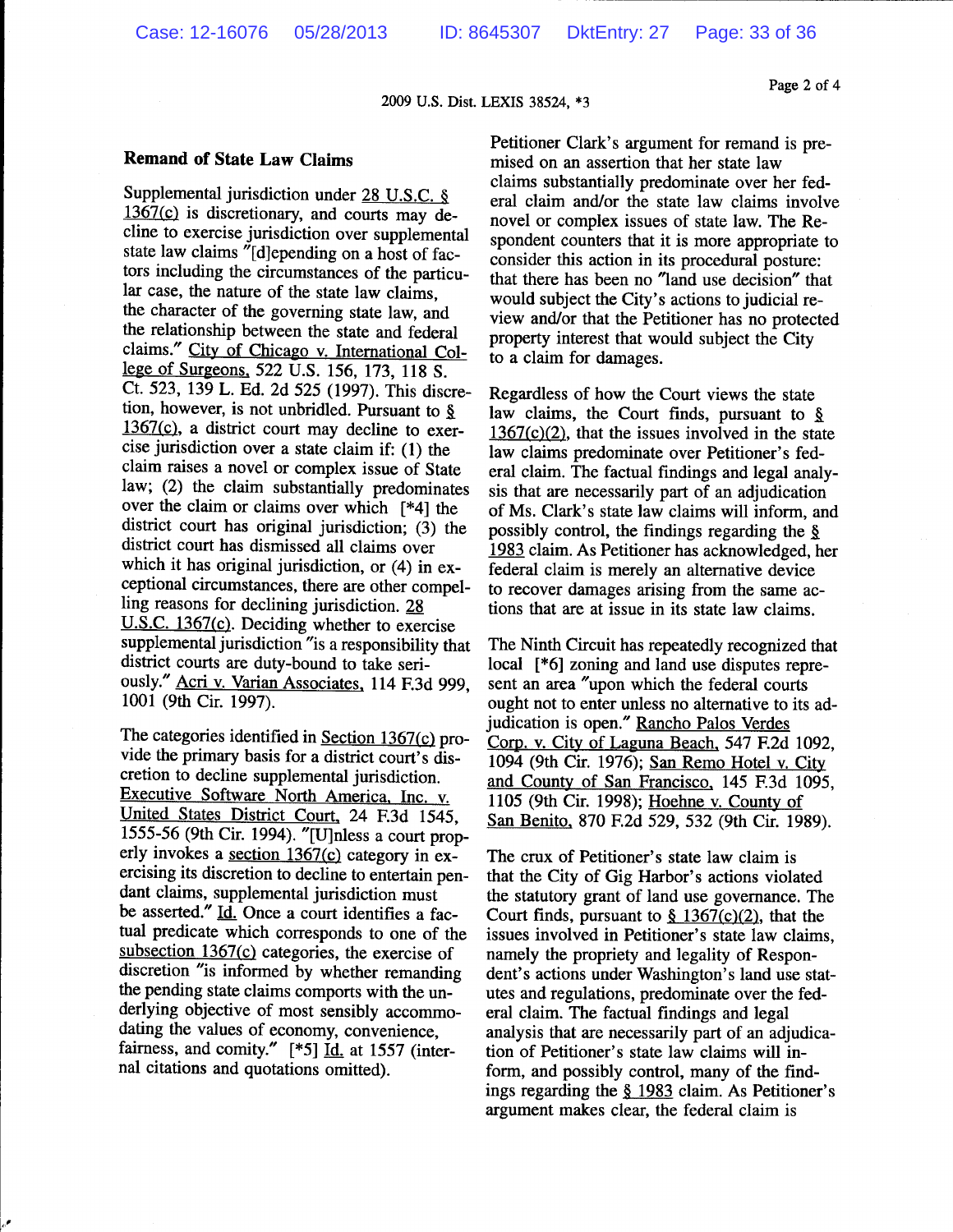### Remand of State Law Claims

Supplemental jurisdiction under 28 U.S.C. § 1367(c) is discretionary, and courts may decline to exercise jurisdiction over supplemental state law claims "[d]epending on a host of factors including the circumstances of the particular case, the nature of the state law claims, the character of the governing state law, and the relationship between the state and federal claims." City of Chicago v. International College of Surgeons, 522 U.S. 156, 173, 118 S. Ct. 523, 139 L. Ed. 2d 525 (1997). This discretion, however, is not unbridled. Pursuant to § 1367(c), a district court may decline to exercise jurisdiction over a state claim if: (1) the claim raises a novel or complex issue of State law; (2) the claim substantially predominates over the claim or claims over which [*4] the district court has original jurisdiction; (3) the district court has dismissed all claims over which it has original jurisdiction, or (4) in exceptional circumstances, there are other compelling reasons for declining jurisdiction. 28 U.S.C. 1367(c). Deciding whether to exercise supplemental jurisdiction "is a responsibility that district courts are duty-bound to take seriously." Acri v. Varian Associates, 114 F.3d 999, 1001 (9th Cir. 1997).

The categories identified in Section 1367(c) provide the primary basis for a district court's discretion to decline supplemental jurisdiction. Executive Software North America, Inc. v. United States District Court, 24 F.3d 1545, 1555-56 (9th Cir. 1994). "[U]nless a court properly invokes a section 1367(c) category in exercising its discretion to decline to entertain pendant claims, supplemental jurisdiction must be asserted." Id. Once a court identifies a factual predicate which corresponds to one of the subsection 1367(c) categories, the exercise of discretion "is informed by whether remanding the pending state claims comports with the underlying objective of most sensibly accommodating the values of economy, convenience, fairness, and comity." [*5] Id. at 1557 (internal citations and quotations omitted).

Petitioner Clark's argument for remand is premised on an assertion that her state law claims substantially predominate over her federal claim and/or the state law claims involve novel or complex issues of state law. The Respondent counters that it is more appropriate to consider this action in its procedural posture: that there has been no "land use decision" that would subject the City's actions to judicial review and/or that the Petitioner has no protected property interest that would subject the City to a claim for damages.

Regardless of how the Court views the state law claims, the Court finds, pursuant to § 1367(c)(2), that the issues involved in the state law claims predominate over Petitioner's federal claim. The factual findings and legal analysis that are necessarily part of an adjudication of Ms. Clark's state law claims will inform, and possibly control, the findings regarding the § 1983 claim. As Petitioner has acknowledged, her federal claim is merely an alternative device to recover damages arising from the same actions that are at issue in its state law claims.

The Ninth Circuit has repeatedly recognized that local [*6] zoning and land use disputes represent an area "upon which the federal courts ought not to enter unless no alternative to its adjudication is open." Rancho Palos Verdes Corp. v. City of Laguna Beach, 547 F.2d 1092, 1094 (9th Cir. 1976); San Remo Hotel v. City and County of San Francisco, 145 F.3d 1095, 1105 (9th Cir. 1998); Hoehne v. County of San Benito, 870 F.2d 529, 532 (9th Cir. 1989).

The crux of Petitioner's state law claim is that the City of Gig Harbor's actions violated the statutory grant of land use governance. The Court finds, pursuant to § 1367(c)(2), that the issues involved in Petitioner's state law claims, namely the propriety and legality of Respondent's actions under Washington's land use statutes and regulations, predominate over the federal claim. The factual findings and legal analysis that are necessarily part of an adjudication of Petitioner's state law claims will inform, and possibly control, many of the findings regarding the § 1983 claim. As Petitioner's argument makes clear, the federal claim is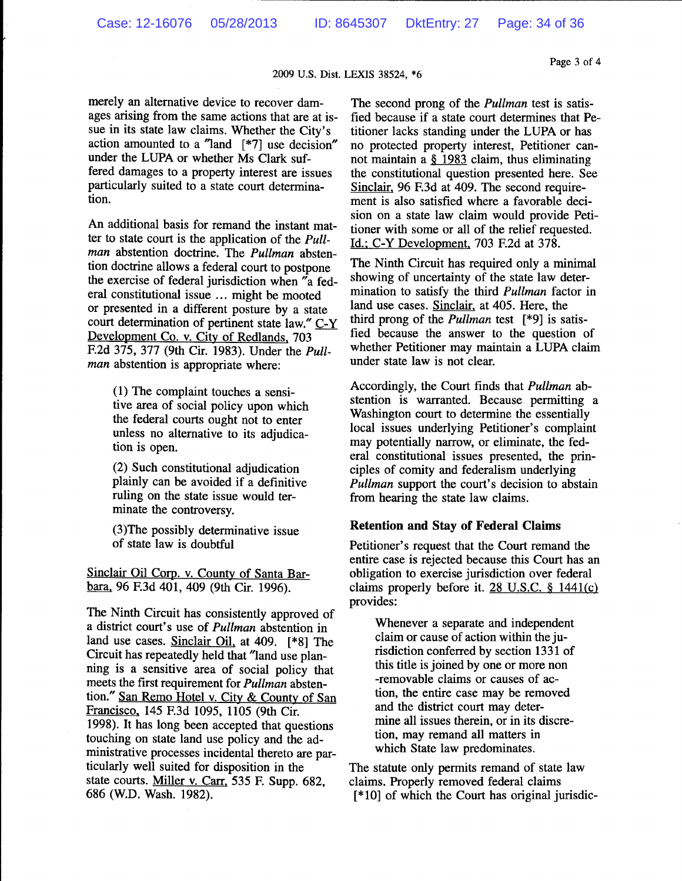merely an alternative device to recover damages arising from the same actions that are at issue in its state law claims. Whether the City's action amounted to a "land [*7] use decision" under the LUPA or whether Ms Clark suffered damages to a property interest are issues particularly suited to a state court determination.

An additional basis for remand the instant matter to state court is the application of the *Pullman* abstention doctrine. The *Pullman* abstention doctrine allows a federal court to postpone the exercise of federal jurisdiction when "a federal constitutional issue ... might be mooted or presented in a different posture by a state court determination of pertinent state law." C-Y Development Co. v. City of Redlands, 703 F.2d 375, 377 (9th Cir. 1983). Under the *Pullman* abstention is appropriate where:

> (1) The complaint touches a sensitive area of social policy upon which the federal courts ought not to enter unless no alternative to its adjudication is open.
>
> (2) Such constitutional adjudication plainly can be avoided if a definitive ruling on the state issue would terminate the controversy.
>
> (3)The possibly determinative issue of state law is doubtful

Sinclair Oil Corp. v. County of Santa Barbara, 96 F.3d 401, 409 (9th Cir. 1996).

The Ninth Circuit has consistently approved of a district court's use of *Pullman* abstention in land use cases. Sinclair Oil, at 409. [*8] The Circuit has repeatedly held that "land use planning is a sensitive area of social policy that meets the first requirement for *Pullman* abstention." San Remo Hotel v. City & County of San Francisco, 145 F.3d 1095, 1105 (9th Cir. 1998). It has long been accepted that questions touching on state land use policy and the administrative processes incidental thereto are particularly well suited for disposition in the state courts. Miller v. Carr, 535 F. Supp. 682, 686 (W.D. Wash. 1982).

The second prong of the *Pullman* test is satisfied because if a state court determines that Petitioner lacks standing under the LUPA or has no protected property interest, Petitioner cannot maintain a § 1983 claim, thus eliminating the constitutional question presented here. See Sinclair, 96 F.3d at 409. The second requirement is also satisfied where a favorable decision on a state law claim would provide Petitioner with some or all of the relief requested. Id.; C-Y Development, 703 F.2d at 378.

The Ninth Circuit has required only a minimal showing of uncertainty of the state law determination to satisfy the third *Pullman* factor in land use cases. Sinclair, at 405. Here, the third prong of the *Pullman* test [*9] is satisfied because the answer to the question of whether Petitioner may maintain a LUPA claim under state law is not clear.

Accordingly, the Court finds that *Pullman* abstention is warranted. Because permitting a Washington court to determine the essentially local issues underlying Petitioner's complaint may potentially narrow, or eliminate, the federal constitutional issues presented, the principles of comity and federalism underlying *Pullman* support the court's decision to abstain from hearing the state law claims.

### Retention and Stay of Federal Claims

Petitioner's request that the Court remand the entire case is rejected because this Court has an obligation to exercise jurisdiction over federal claims properly before it. 28 U.S.C. § 1441(c) provides:

> Whenever a separate and independent claim or cause of action within the jurisdiction conferred by section 1331 of this title is joined by one or more non -removable claims or causes of action, the entire case may be removed and the district court may determine all issues therein, or in its discretion, may remand all matters in which State law predominates.

The statute only permits remand of state law claims. Properly removed federal claims [*10] of which the Court has original jurisdic-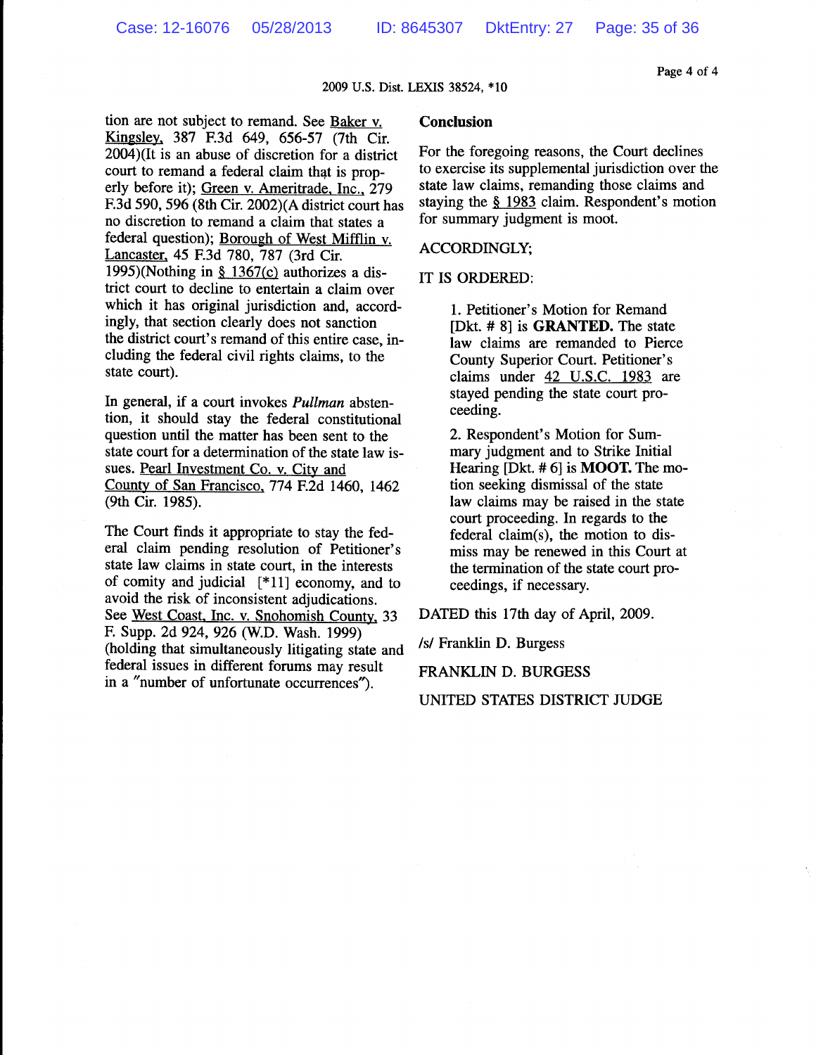tion are not subject to remand. See Baker v. Kingsley, 387 F.3d 649, 656-57 (7th Cir. 2004)(It is an abuse of discretion for a district court to remand a federal claim that is properly before it); Green v. Ameritrade, Inc., 279 F.3d 590, 596 (8th Cir. 2002)(A district court has no discretion to remand a claim that states a federal question); Borough of West Mifflin v. Lancaster, 45 F.3d 780, 787 (3rd Cir. 1995)(Nothing in § 1367(c) authorizes a district court to decline to entertain a claim over which it has original jurisdiction and, accordingly, that section clearly does not sanction the district court's remand of this entire case, including the federal civil rights claims, to the state court).

In general, if a court invokes *Pullman* abstention, it should stay the federal constitutional question until the matter has been sent to the state court for a determination of the state law issues. Pearl Investment Co. v. City and County of San Francisco, 774 F.2d 1460, 1462 (9th Cir. 1985).

The Court finds it appropriate to stay the federal claim pending resolution of Petitioner's state law claims in state court, in the interests of comity and judicial [*11] economy, and to avoid the risk of inconsistent adjudications. See West Coast, Inc. v. Snohomish County, 33 F. Supp. 2d 924, 926 (W.D. Wash. 1999) (holding that simultaneously litigating state and federal issues in different forums may result in a "number of unfortunate occurrences").

## Conclusion

For the foregoing reasons, the Court declines to exercise its supplemental jurisdiction over the state law claims, remanding those claims and staying the § 1983 claim. Respondent's motion for summary judgment is moot.

ACCORDINGLY;

IT IS ORDERED:

1. Petitioner's Motion for Remand [Dkt. # 8] is **GRANTED.** The state law claims are remanded to Pierce County Superior Court. Petitioner's claims under 42 U.S.C. 1983 are stayed pending the state court proceeding.

2. Respondent's Motion for Summary judgment and to Strike Initial Hearing [Dkt. # 6] is **MOOT.** The motion seeking dismissal of the state law claims may be raised in the state court proceeding. In regards to the federal claim(s), the motion to dismiss may be renewed in this Court at the termination of the state court proceedings, if necessary.

DATED this 17th day of April, 2009.

/s/ Franklin D. Burgess

FRANKLIN D. BURGESS

UNITED STATES DISTRICT JUDGE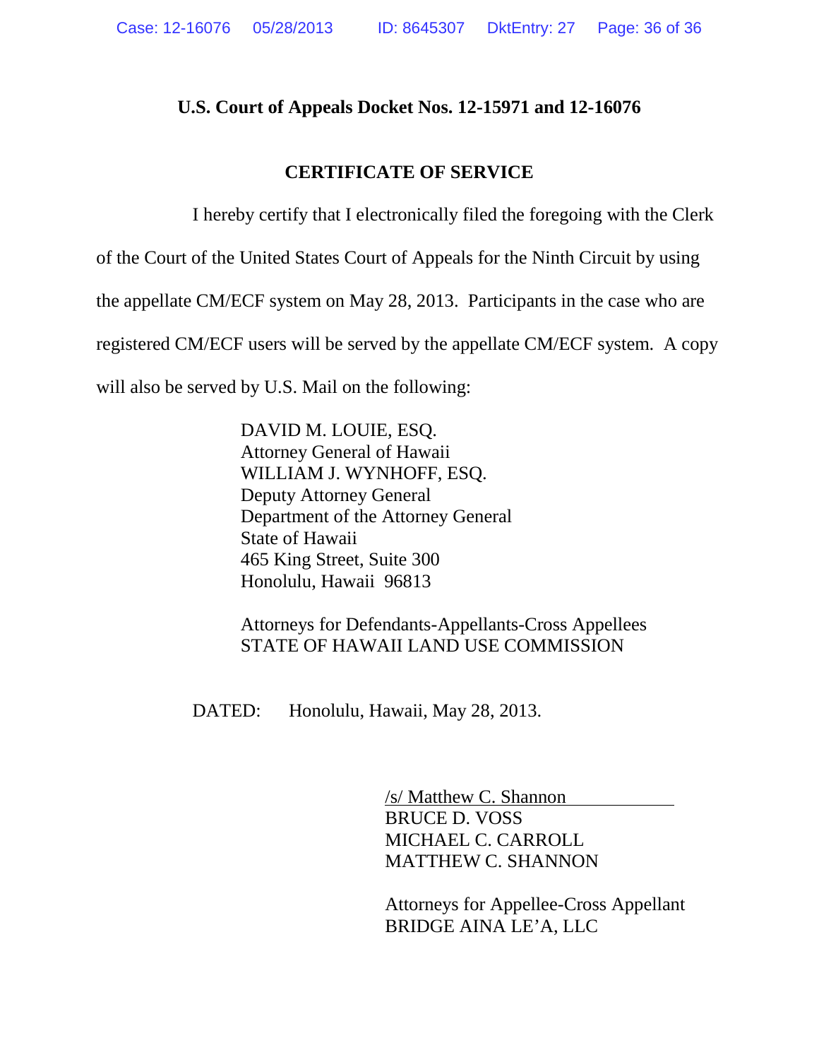**U.S. Court of Appeals Docket Nos. 12-15971 and 12-16076**

**CERTIFICATE OF SERVICE**

I hereby certify that I electronically filed the foregoing with the Clerk of the Court of the United States Court of Appeals for the Ninth Circuit by using the appellate CM/ECF system on May 28, 2013. Participants in the case who are registered CM/ECF users will be served by the appellate CM/ECF system. A copy will also be served by U.S. Mail on the following:

DAVID M. LOUIE, ESQ.
Attorney General of Hawaii
WILLIAM J. WYNHOFF, ESQ.
Deputy Attorney General
Department of the Attorney General
State of Hawaii
465 King Street, Suite 300
Honolulu, Hawaii 96813

Attorneys for Defendants-Appellants-Cross Appellees
STATE OF HAWAII LAND USE COMMISSION

DATED: Honolulu, Hawaii, May 28, 2013.

/s/ Matthew C. Shannon
BRUCE D. VOSS
MICHAEL C. CARROLL
MATTHEW C. SHANNON

Attorneys for Appellee-Cross Appellant
BRIDGE AINA LE'A, LLC